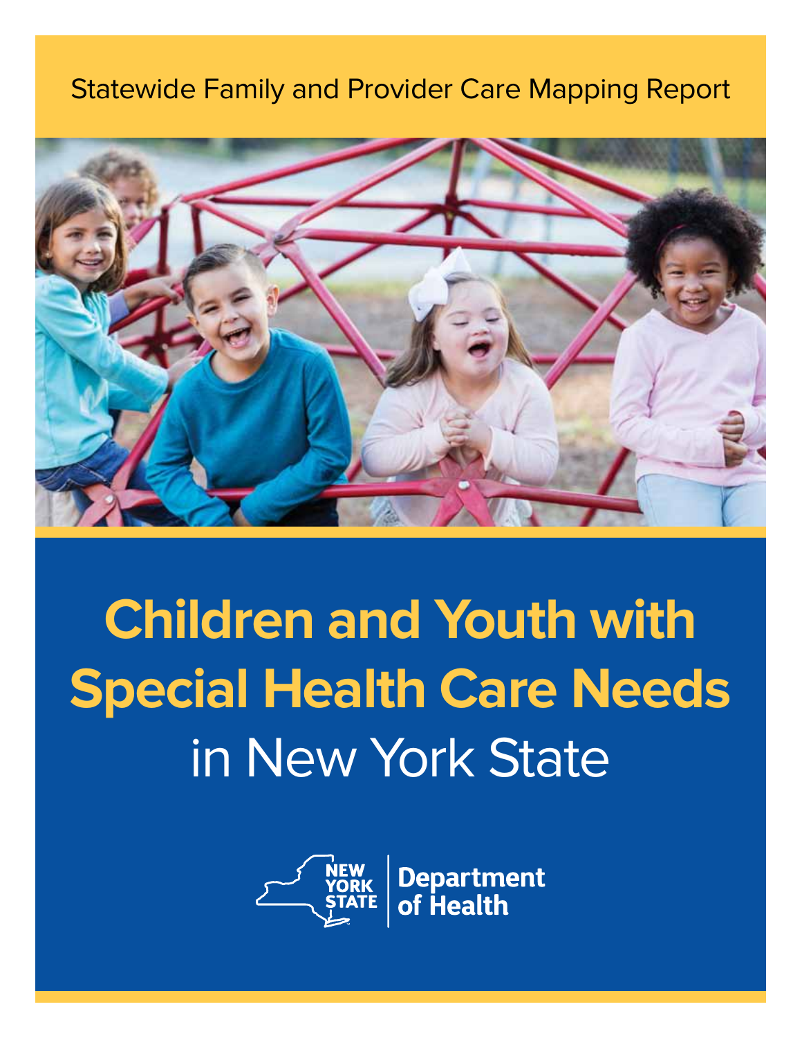Statewide Family and Provider Care Mapping Report

# Children and Youth with Special Health Care Needs in New York State

NEW YORK STATE | Department of Health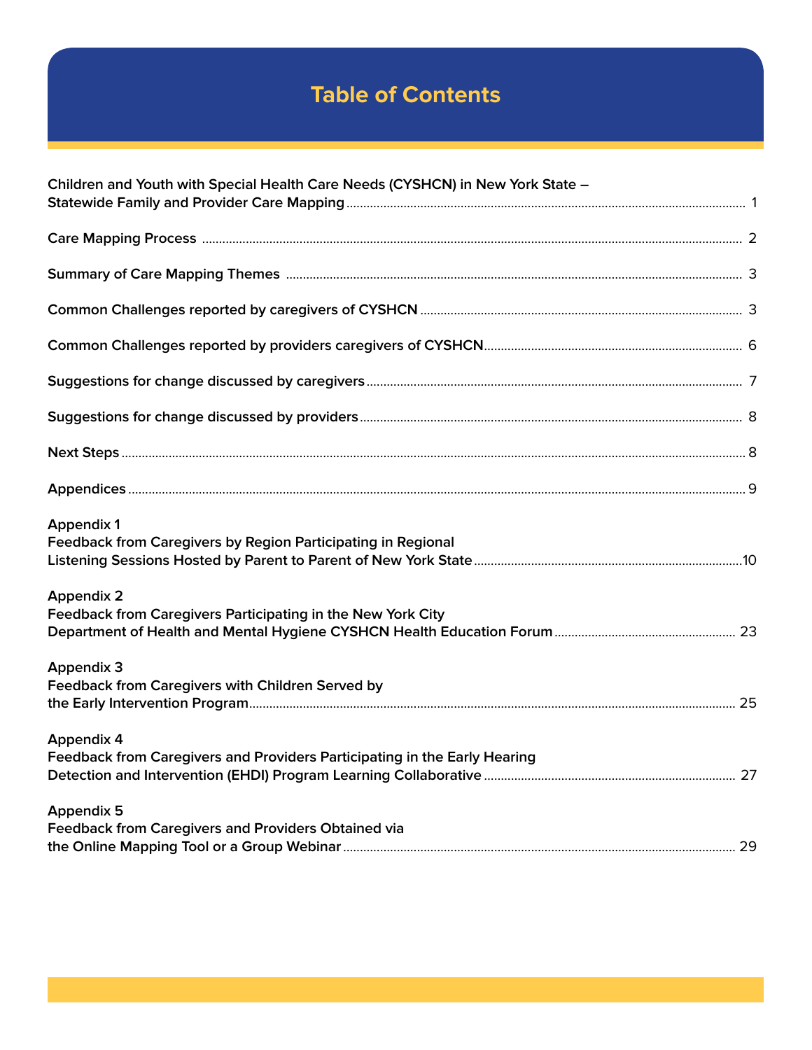# Table of Contents

| Section | Page |
|---|---|
| Children and Youth with Special Health Care Needs (CYSHCN) in New York State – Statewide Family and Provider Care Mapping | 1 |
| Care Mapping Process | 2 |
| Summary of Care Mapping Themes | 3 |
| Common Challenges reported by caregivers of CYSHCN | 3 |
| Common Challenges reported by providers caregivers of CYSHCN | 6 |
| Suggestions for change discussed by caregivers | 7 |
| Suggestions for change discussed by providers | 8 |
| Next Steps | 8 |
| Appendices | 9 |
| Appendix 1 – Feedback from Caregivers by Region Participating in Regional Listening Sessions Hosted by Parent to Parent of New York State | 10 |
| Appendix 2 – Feedback from Caregivers Participating in the New York City Department of Health and Mental Hygiene CYSHCN Health Education Forum | 23 |
| Appendix 3 – Feedback from Caregivers with Children Served by the Early Intervention Program | 25 |
| Appendix 4 – Feedback from Caregivers and Providers Participating in the Early Hearing Detection and Intervention (EHDI) Program Learning Collaborative | 27 |
| Appendix 5 – Feedback from Caregivers and Providers Obtained via the Online Mapping Tool or a Group Webinar | 29 |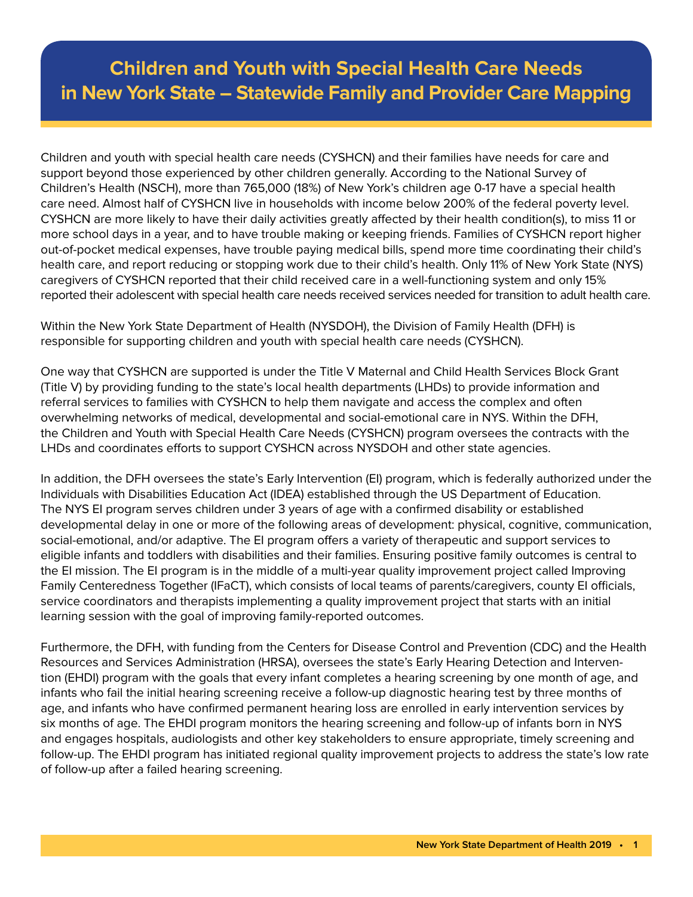# Children and Youth with Special Health Care Needs in New York State – Statewide Family and Provider Care Mapping

Children and youth with special health care needs (CYSHCN) and their families have needs for care and support beyond those experienced by other children generally. According to the National Survey of Children's Health (NSCH), more than 765,000 (18%) of New York's children age 0-17 have a special health care need. Almost half of CYSHCN live in households with income below 200% of the federal poverty level. CYSHCN are more likely to have their daily activities greatly affected by their health condition(s), to miss 11 or more school days in a year, and to have trouble making or keeping friends. Families of CYSHCN report higher out-of-pocket medical expenses, have trouble paying medical bills, spend more time coordinating their child's health care, and report reducing or stopping work due to their child's health. Only 11% of New York State (NYS) caregivers of CYSHCN reported that their child received care in a well-functioning system and only 15% reported their adolescent with special health care needs received services needed for transition to adult health care.

Within the New York State Department of Health (NYSDOH), the Division of Family Health (DFH) is responsible for supporting children and youth with special health care needs (CYSHCN).

One way that CYSHCN are supported is under the Title V Maternal and Child Health Services Block Grant (Title V) by providing funding to the state's local health departments (LHDs) to provide information and referral services to families with CYSHCN to help them navigate and access the complex and often overwhelming networks of medical, developmental and social-emotional care in NYS. Within the DFH, the Children and Youth with Special Health Care Needs (CYSHCN) program oversees the contracts with the LHDs and coordinates efforts to support CYSHCN across NYSDOH and other state agencies.

In addition, the DFH oversees the state's Early Intervention (EI) program, which is federally authorized under the Individuals with Disabilities Education Act (IDEA) established through the US Department of Education. The NYS EI program serves children under 3 years of age with a confirmed disability or established developmental delay in one or more of the following areas of development: physical, cognitive, communication, social-emotional, and/or adaptive. The EI program offers a variety of therapeutic and support services to eligible infants and toddlers with disabilities and their families. Ensuring positive family outcomes is central to the EI mission. The EI program is in the middle of a multi-year quality improvement project called Improving Family Centeredness Together (IFaCT), which consists of local teams of parents/caregivers, county EI officials, service coordinators and therapists implementing a quality improvement project that starts with an initial learning session with the goal of improving family-reported outcomes.

Furthermore, the DFH, with funding from the Centers for Disease Control and Prevention (CDC) and the Health Resources and Services Administration (HRSA), oversees the state's Early Hearing Detection and Intervention (EHDI) program with the goals that every infant completes a hearing screening by one month of age, and infants who fail the initial hearing screening receive a follow-up diagnostic hearing test by three months of age, and infants who have confirmed permanent hearing loss are enrolled in early intervention services by six months of age. The EHDI program monitors the hearing screening and follow-up of infants born in NYS and engages hospitals, audiologists and other key stakeholders to ensure appropriate, timely screening and follow-up. The EHDI program has initiated regional quality improvement projects to address the state's low rate of follow-up after a failed hearing screening.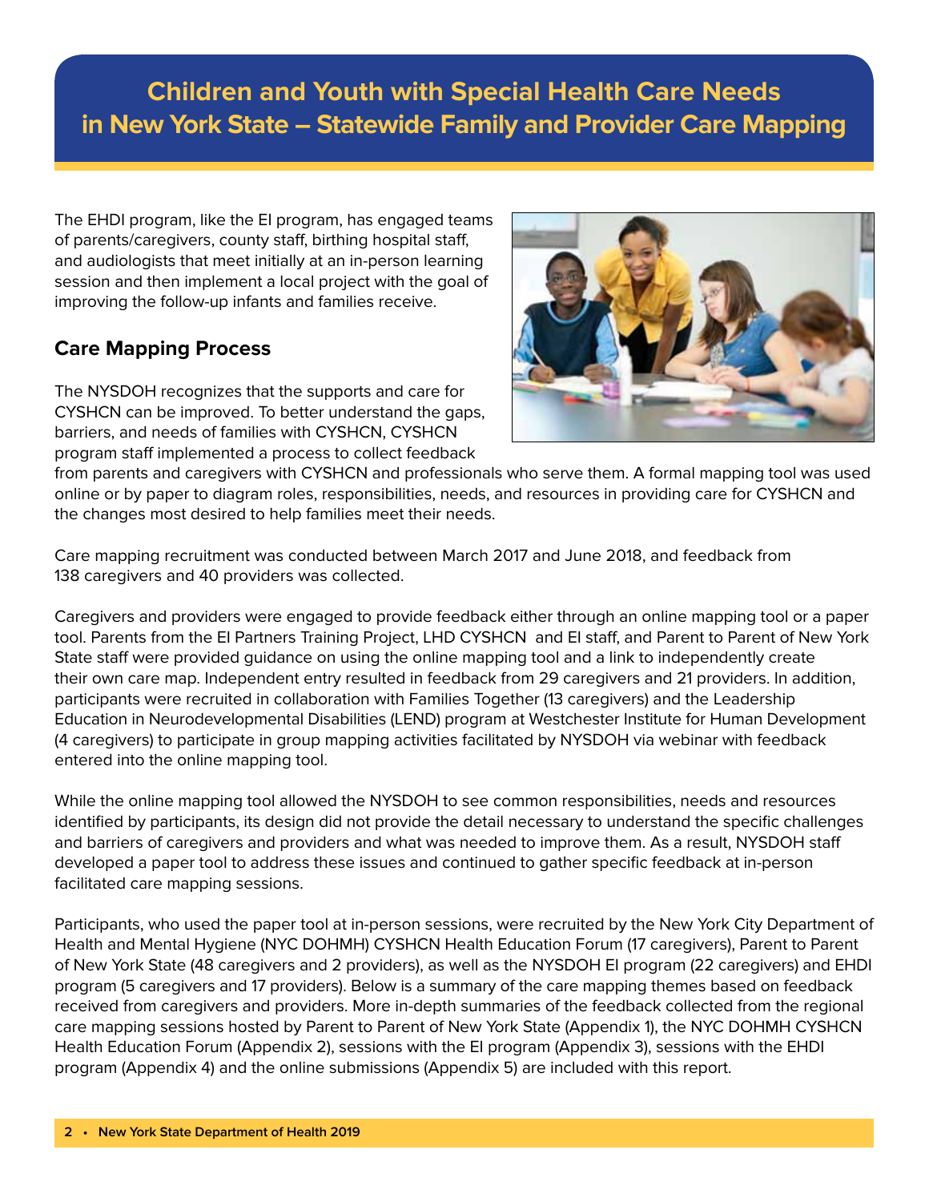# Children and Youth with Special Health Care Needs in New York State – Statewide Family and Provider Care Mapping

The EHDI program, like the EI program, has engaged teams of parents/caregivers, county staff, birthing hospital staff, and audiologists that meet initially at an in-person learning session and then implement a local project with the goal of improving the follow-up infants and families receive.

## Care Mapping Process

The NYSDOH recognizes that the supports and care for CYSHCN can be improved. To better understand the gaps, barriers, and needs of families with CYSHCN, CYSHCN program staff implemented a process to collect feedback from parents and caregivers with CYSHCN and professionals who serve them. A formal mapping tool was used online or by paper to diagram roles, responsibilities, needs, and resources in providing care for CYSHCN and the changes most desired to help families meet their needs.

Care mapping recruitment was conducted between March 2017 and June 2018, and feedback from 138 caregivers and 40 providers was collected.

Caregivers and providers were engaged to provide feedback either through an online mapping tool or a paper tool. Parents from the EI Partners Training Project, LHD CYSHCN and EI staff, and Parent to Parent of New York State staff were provided guidance on using the online mapping tool and a link to independently create their own care map. Independent entry resulted in feedback from 29 caregivers and 21 providers. In addition, participants were recruited in collaboration with Families Together (13 caregivers) and the Leadership Education in Neurodevelopmental Disabilities (LEND) program at Westchester Institute for Human Development (4 caregivers) to participate in group mapping activities facilitated by NYSDOH via webinar with feedback entered into the online mapping tool.

While the online mapping tool allowed the NYSDOH to see common responsibilities, needs and resources identified by participants, its design did not provide the detail necessary to understand the specific challenges and barriers of caregivers and providers and what was needed to improve them. As a result, NYSDOH staff developed a paper tool to address these issues and continued to gather specific feedback at in-person facilitated care mapping sessions.

Participants, who used the paper tool at in-person sessions, were recruited by the New York City Department of Health and Mental Hygiene (NYC DOHMH) CYSHCN Health Education Forum (17 caregivers), Parent to Parent of New York State (48 caregivers and 2 providers), as well as the NYSDOH EI program (22 caregivers) and EHDI program (5 caregivers and 17 providers). Below is a summary of the care mapping themes based on feedback received from caregivers and providers. More in-depth summaries of the feedback collected from the regional care mapping sessions hosted by Parent to Parent of New York State (Appendix 1), the NYC DOHMH CYSHCN Health Education Forum (Appendix 2), sessions with the EI program (Appendix 3), sessions with the EHDI program (Appendix 4) and the online submissions (Appendix 5) are included with this report.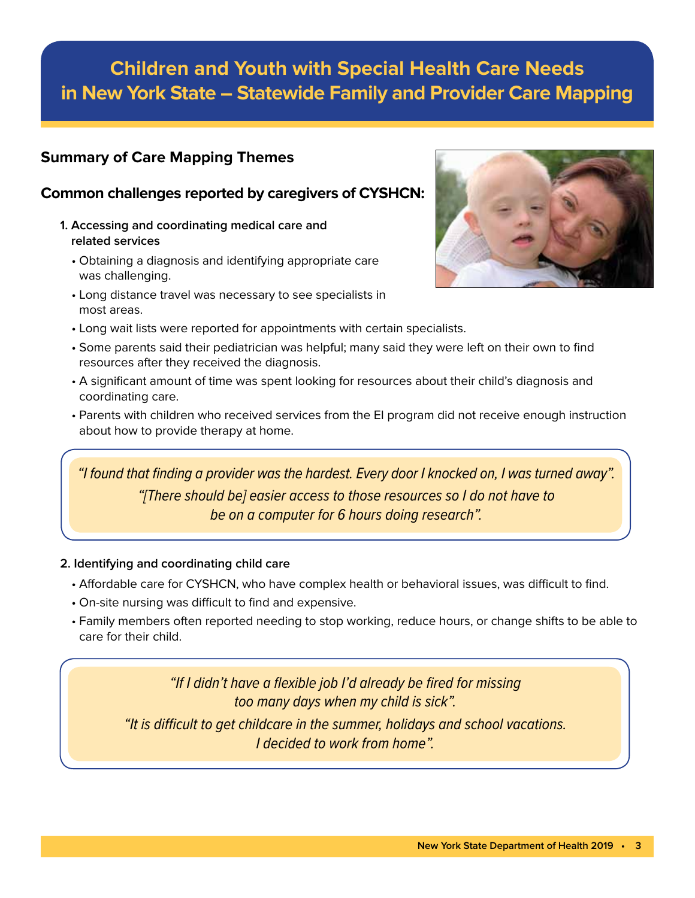# Children and Youth with Special Health Care Needs in New York State – Statewide Family and Provider Care Mapping

## Summary of Care Mapping Themes

### Common challenges reported by caregivers of CYSHCN:

**1. Accessing and coordinating medical care and related services**

- Obtaining a diagnosis and identifying appropriate care was challenging.
- Long distance travel was necessary to see specialists in most areas.
- Long wait lists were reported for appointments with certain specialists.
- Some parents said their pediatrician was helpful; many said they were left on their own to find resources after they received the diagnosis.
- A significant amount of time was spent looking for resources about their child's diagnosis and coordinating care.
- Parents with children who received services from the EI program did not receive enough instruction about how to provide therapy at home.

> *"I found that finding a provider was the hardest. Every door I knocked on, I was turned away".*
>
> *"[There should be] easier access to those resources so I do not have to be on a computer for 6 hours doing research".*

**2. Identifying and coordinating child care**

- Affordable care for CYSHCN, who have complex health or behavioral issues, was difficult to find.
- On-site nursing was difficult to find and expensive.
- Family members often reported needing to stop working, reduce hours, or change shifts to be able to care for their child.

> *"If I didn't have a flexible job I'd already be fired for missing too many days when my child is sick".*
>
> *"It is difficult to get childcare in the summer, holidays and school vacations. I decided to work from home".*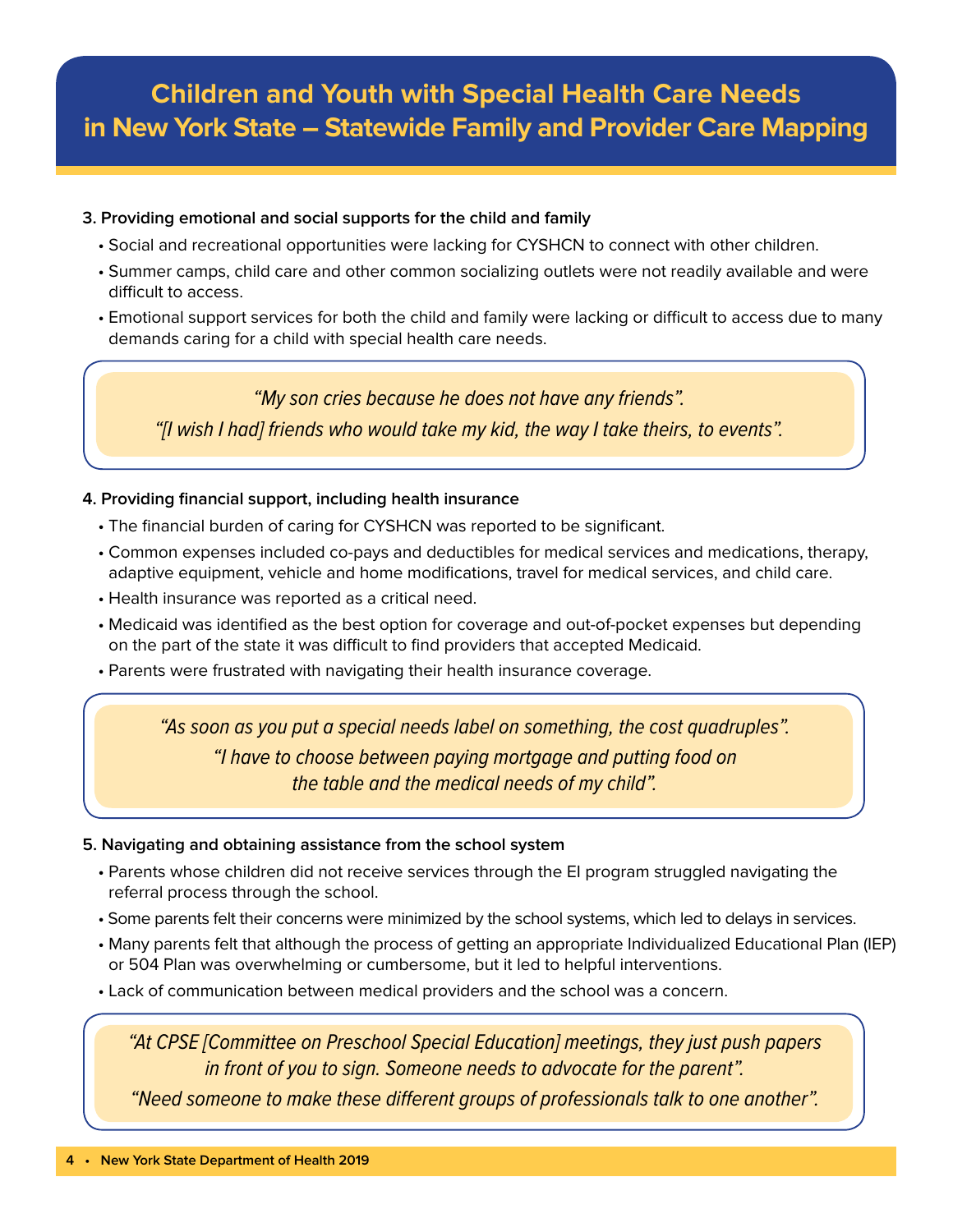# Children and Youth with Special Health Care Needs in New York State – Statewide Family and Provider Care Mapping

**3. Providing emotional and social supports for the child and family**

- Social and recreational opportunities were lacking for CYSHCN to connect with other children.
- Summer camps, child care and other common socializing outlets were not readily available and were difficult to access.
- Emotional support services for both the child and family were lacking or difficult to access due to many demands caring for a child with special health care needs.

> *"My son cries because he does not have any friends".*
>
> *"[I wish I had] friends who would take my kid, the way I take theirs, to events".*

**4. Providing financial support, including health insurance**

- The financial burden of caring for CYSHCN was reported to be significant.
- Common expenses included co-pays and deductibles for medical services and medications, therapy, adaptive equipment, vehicle and home modifications, travel for medical services, and child care.
- Health insurance was reported as a critical need.
- Medicaid was identified as the best option for coverage and out-of-pocket expenses but depending on the part of the state it was difficult to find providers that accepted Medicaid.
- Parents were frustrated with navigating their health insurance coverage.

> *"As soon as you put a special needs label on something, the cost quadruples".*
>
> *"I have to choose between paying mortgage and putting food on the table and the medical needs of my child".*

**5. Navigating and obtaining assistance from the school system**

- Parents whose children did not receive services through the EI program struggled navigating the referral process through the school.
- Some parents felt their concerns were minimized by the school systems, which led to delays in services.
- Many parents felt that although the process of getting an appropriate Individualized Educational Plan (IEP) or 504 Plan was overwhelming or cumbersome, but it led to helpful interventions.
- Lack of communication between medical providers and the school was a concern.

> *"At CPSE [Committee on Preschool Special Education] meetings, they just push papers in front of you to sign. Someone needs to advocate for the parent".*
>
> *"Need someone to make these different groups of professionals talk to one another".*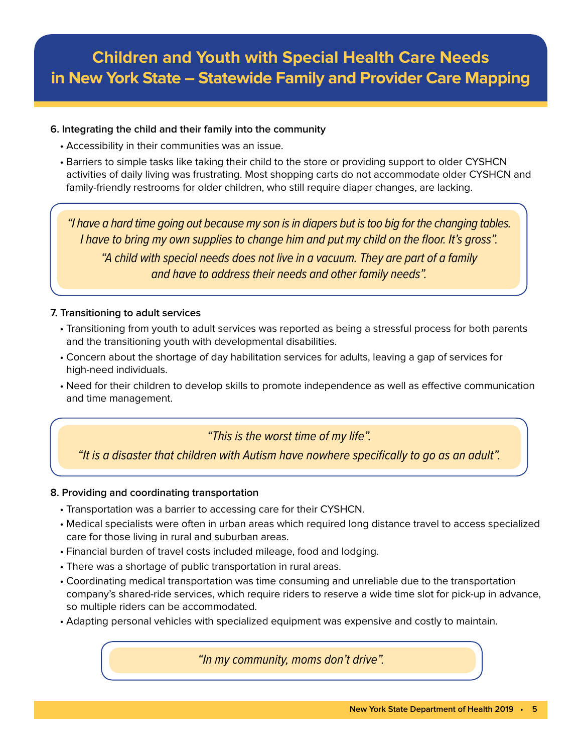# Children and Youth with Special Health Care Needs in New York State – Statewide Family and Provider Care Mapping

**6. Integrating the child and their family into the community**

- Accessibility in their communities was an issue.
- Barriers to simple tasks like taking their child to the store or providing support to older CYSHCN activities of daily living was frustrating. Most shopping carts do not accommodate older CYSHCN and family-friendly restrooms for older children, who still require diaper changes, are lacking.

> *"I have a hard time going out because my son is in diapers but is too big for the changing tables. I have to bring my own supplies to change him and put my child on the floor. It's gross".*
>
> *"A child with special needs does not live in a vacuum. They are part of a family and have to address their needs and other family needs".*

**7. Transitioning to adult services**

- Transitioning from youth to adult services was reported as being a stressful process for both parents and the transitioning youth with developmental disabilities.
- Concern about the shortage of day habilitation services for adults, leaving a gap of services for high-need individuals.
- Need for their children to develop skills to promote independence as well as effective communication and time management.

> *"This is the worst time of my life".*
>
> *"It is a disaster that children with Autism have nowhere specifically to go as an adult".*

**8. Providing and coordinating transportation**

- Transportation was a barrier to accessing care for their CYSHCN.
- Medical specialists were often in urban areas which required long distance travel to access specialized care for those living in rural and suburban areas.
- Financial burden of travel costs included mileage, food and lodging.
- There was a shortage of public transportation in rural areas.
- Coordinating medical transportation was time consuming and unreliable due to the transportation company's shared-ride services, which require riders to reserve a wide time slot for pick-up in advance, so multiple riders can be accommodated.
- Adapting personal vehicles with specialized equipment was expensive and costly to maintain.

> *"In my community, moms don't drive".*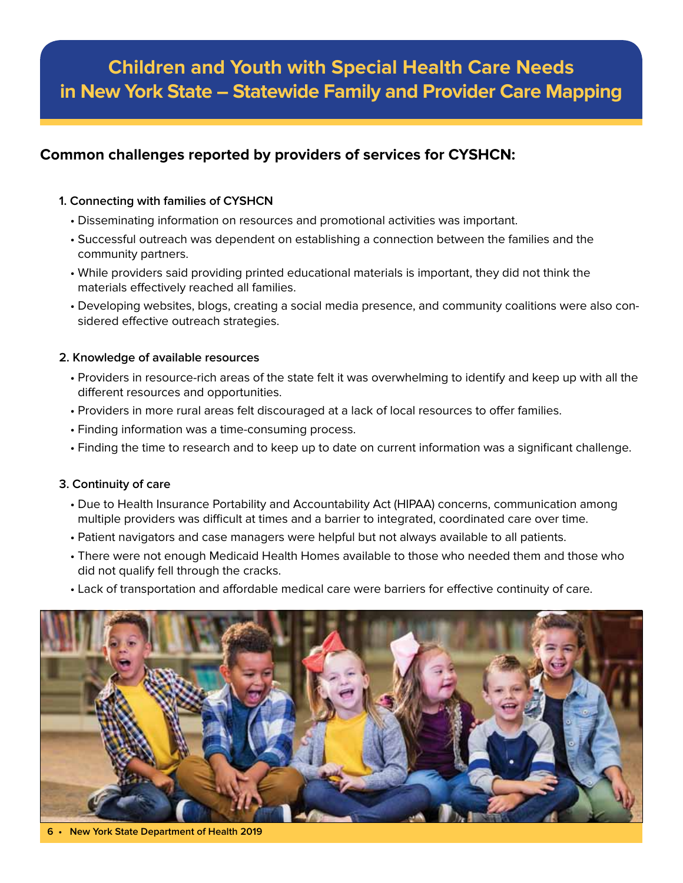# Children and Youth with Special Health Care Needs in New York State – Statewide Family and Provider Care Mapping

## Common challenges reported by providers of services for CYSHCN:

### 1. Connecting with families of CYSHCN

- Disseminating information on resources and promotional activities was important.
- Successful outreach was dependent on establishing a connection between the families and the community partners.
- While providers said providing printed educational materials is important, they did not think the materials effectively reached all families.
- Developing websites, blogs, creating a social media presence, and community coalitions were also considered effective outreach strategies.

### 2. Knowledge of available resources

- Providers in resource-rich areas of the state felt it was overwhelming to identify and keep up with all the different resources and opportunities.
- Providers in more rural areas felt discouraged at a lack of local resources to offer families.
- Finding information was a time-consuming process.
- Finding the time to research and to keep up to date on current information was a significant challenge.

### 3. Continuity of care

- Due to Health Insurance Portability and Accountability Act (HIPAA) concerns, communication among multiple providers was difficult at times and a barrier to integrated, coordinated care over time.
- Patient navigators and case managers were helpful but not always available to all patients.
- There were not enough Medicaid Health Homes available to those who needed them and those who did not qualify fell through the cracks.
- Lack of transportation and affordable medical care were barriers for effective continuity of care.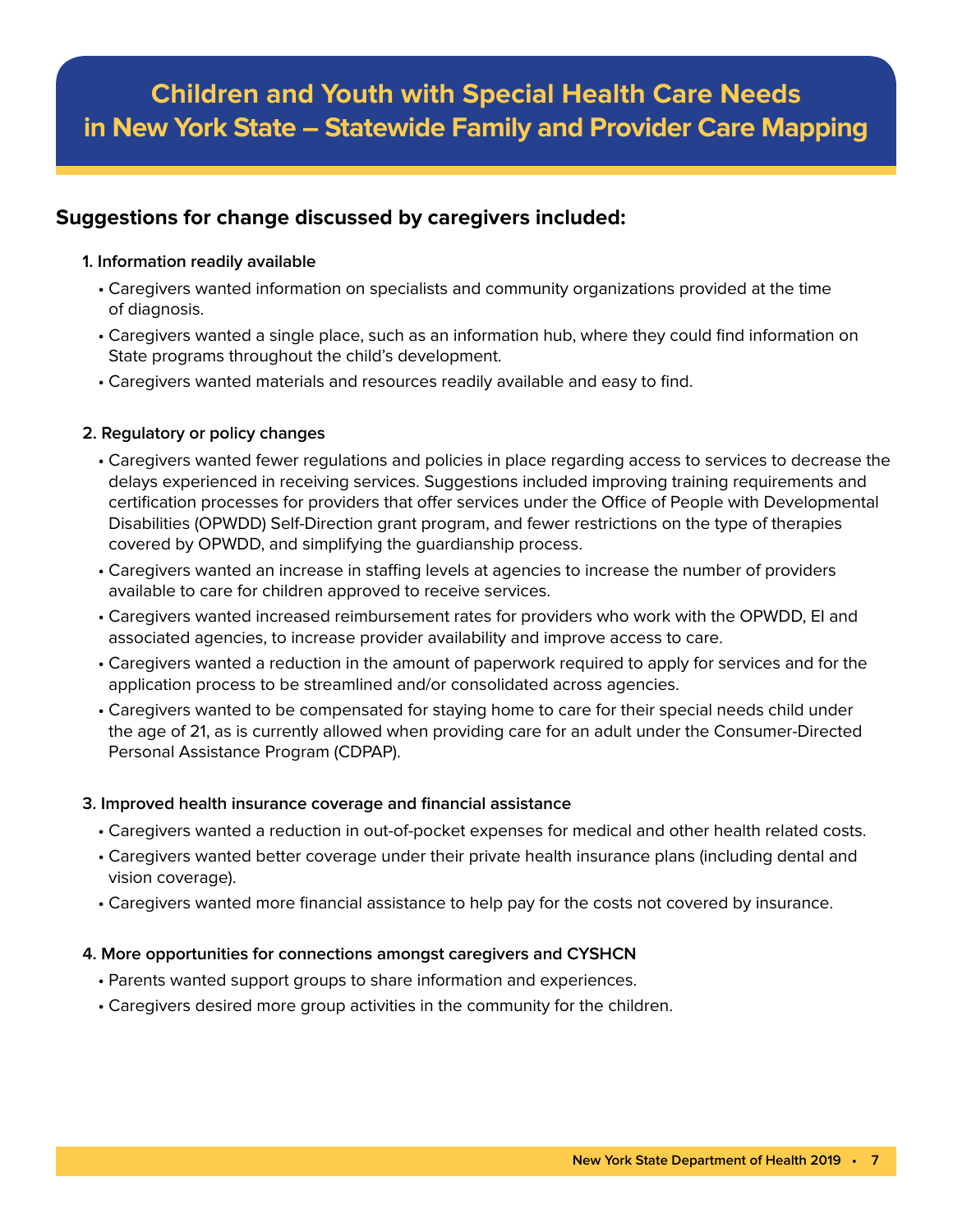## Suggestions for change discussed by caregivers included:

**1. Information readily available**

- Caregivers wanted information on specialists and community organizations provided at the time of diagnosis.
- Caregivers wanted a single place, such as an information hub, where they could find information on State programs throughout the child's development.
- Caregivers wanted materials and resources readily available and easy to find.

**2. Regulatory or policy changes**

- Caregivers wanted fewer regulations and policies in place regarding access to services to decrease the delays experienced in receiving services. Suggestions included improving training requirements and certification processes for providers that offer services under the Office of People with Developmental Disabilities (OPWDD) Self-Direction grant program, and fewer restrictions on the type of therapies covered by OPWDD, and simplifying the guardianship process.
- Caregivers wanted an increase in staffing levels at agencies to increase the number of providers available to care for children approved to receive services.
- Caregivers wanted increased reimbursement rates for providers who work with the OPWDD, EI and associated agencies, to increase provider availability and improve access to care.
- Caregivers wanted a reduction in the amount of paperwork required to apply for services and for the application process to be streamlined and/or consolidated across agencies.
- Caregivers wanted to be compensated for staying home to care for their special needs child under the age of 21, as is currently allowed when providing care for an adult under the Consumer-Directed Personal Assistance Program (CDPAP).

**3. Improved health insurance coverage and financial assistance**

- Caregivers wanted a reduction in out-of-pocket expenses for medical and other health related costs.
- Caregivers wanted better coverage under their private health insurance plans (including dental and vision coverage).
- Caregivers wanted more financial assistance to help pay for the costs not covered by insurance.

**4. More opportunities for connections amongst caregivers and CYSHCN**

- Parents wanted support groups to share information and experiences.
- Caregivers desired more group activities in the community for the children.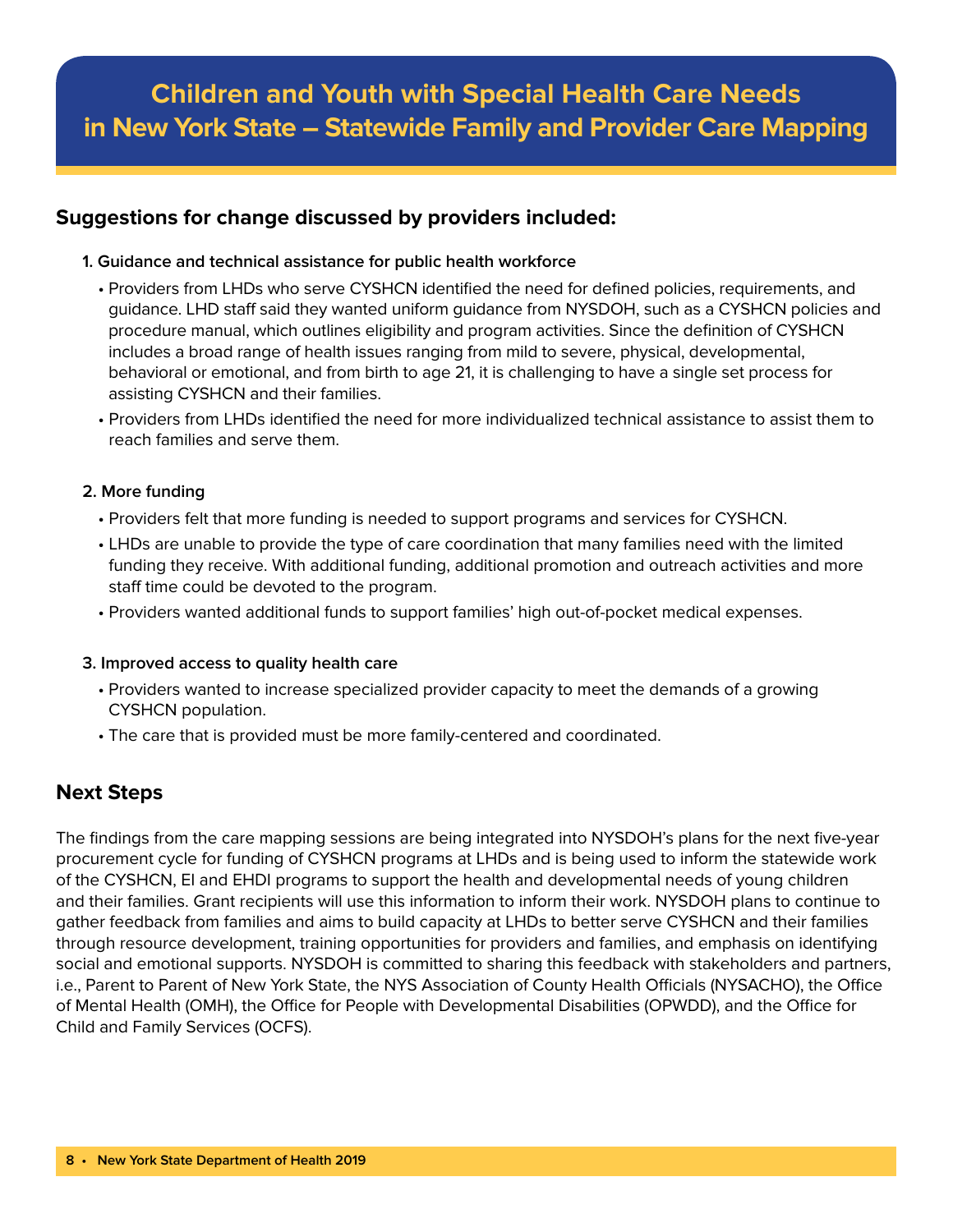## Suggestions for change discussed by providers included:

**1. Guidance and technical assistance for public health workforce**

- Providers from LHDs who serve CYSHCN identified the need for defined policies, requirements, and guidance. LHD staff said they wanted uniform guidance from NYSDOH, such as a CYSHCN policies and procedure manual, which outlines eligibility and program activities. Since the definition of CYSHCN includes a broad range of health issues ranging from mild to severe, physical, developmental, behavioral or emotional, and from birth to age 21, it is challenging to have a single set process for assisting CYSHCN and their families.
- Providers from LHDs identified the need for more individualized technical assistance to assist them to reach families and serve them.

**2. More funding**

- Providers felt that more funding is needed to support programs and services for CYSHCN.
- LHDs are unable to provide the type of care coordination that many families need with the limited funding they receive. With additional funding, additional promotion and outreach activities and more staff time could be devoted to the program.
- Providers wanted additional funds to support families' high out-of-pocket medical expenses.

**3. Improved access to quality health care**

- Providers wanted to increase specialized provider capacity to meet the demands of a growing CYSHCN population.
- The care that is provided must be more family-centered and coordinated.

## Next Steps

The findings from the care mapping sessions are being integrated into NYSDOH's plans for the next five-year procurement cycle for funding of CYSHCN programs at LHDs and is being used to inform the statewide work of the CYSHCN, EI and EHDI programs to support the health and developmental needs of young children and their families. Grant recipients will use this information to inform their work. NYSDOH plans to continue to gather feedback from families and aims to build capacity at LHDs to better serve CYSHCN and their families through resource development, training opportunities for providers and families, and emphasis on identifying social and emotional supports. NYSDOH is committed to sharing this feedback with stakeholders and partners, i.e., Parent to Parent of New York State, the NYS Association of County Health Officials (NYSACHO), the Office of Mental Health (OMH), the Office for People with Developmental Disabilities (OPWDD), and the Office for Child and Family Services (OCFS).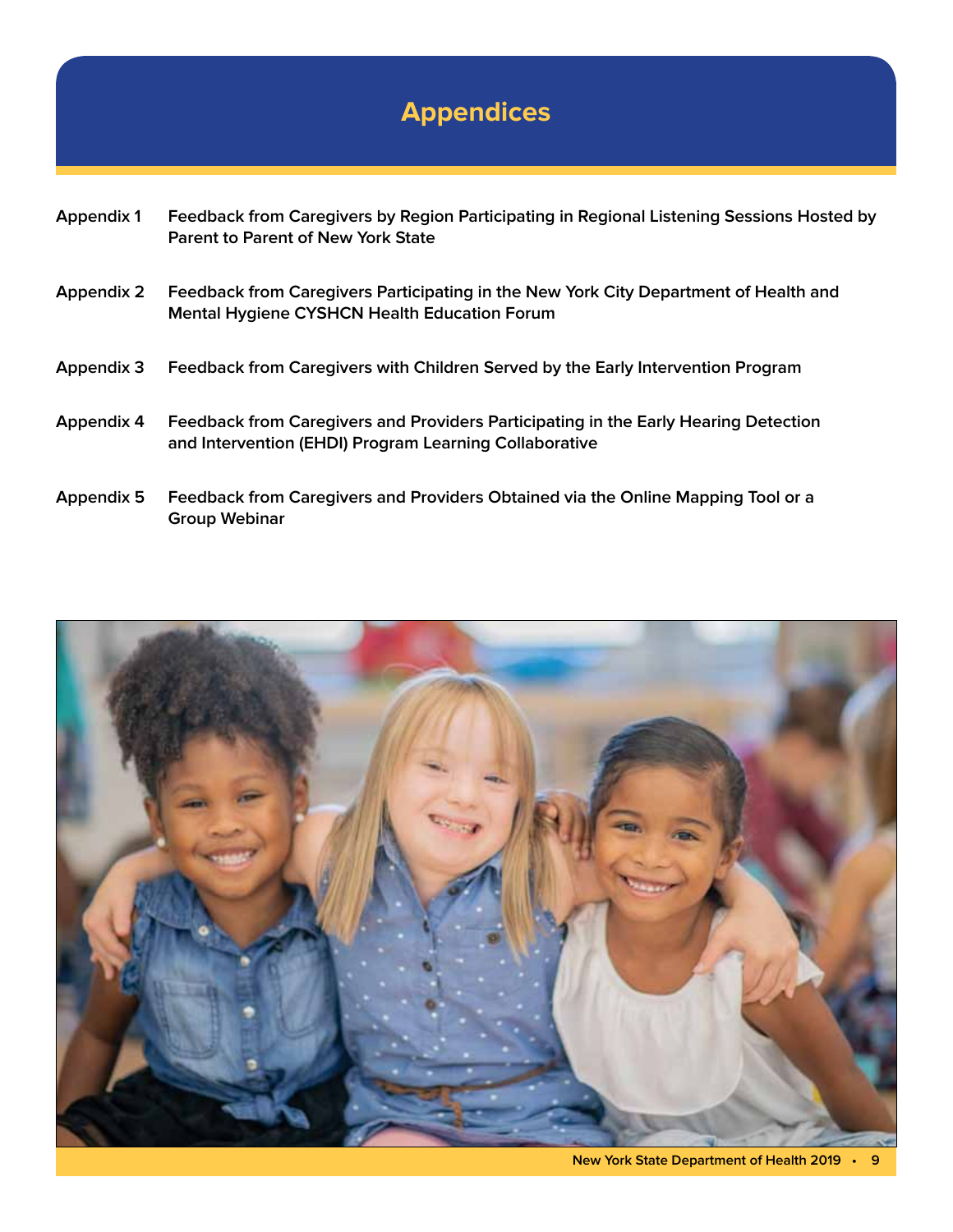# Appendices

**Appendix 1** Feedback from Caregivers by Region Participating in Regional Listening Sessions Hosted by Parent to Parent of New York State

**Appendix 2** Feedback from Caregivers Participating in the New York City Department of Health and Mental Hygiene CYSHCN Health Education Forum

**Appendix 3** Feedback from Caregivers with Children Served by the Early Intervention Program

**Appendix 4** Feedback from Caregivers and Providers Participating in the Early Hearing Detection and Intervention (EHDI) Program Learning Collaborative

**Appendix 5** Feedback from Caregivers and Providers Obtained via the Online Mapping Tool or a Group Webinar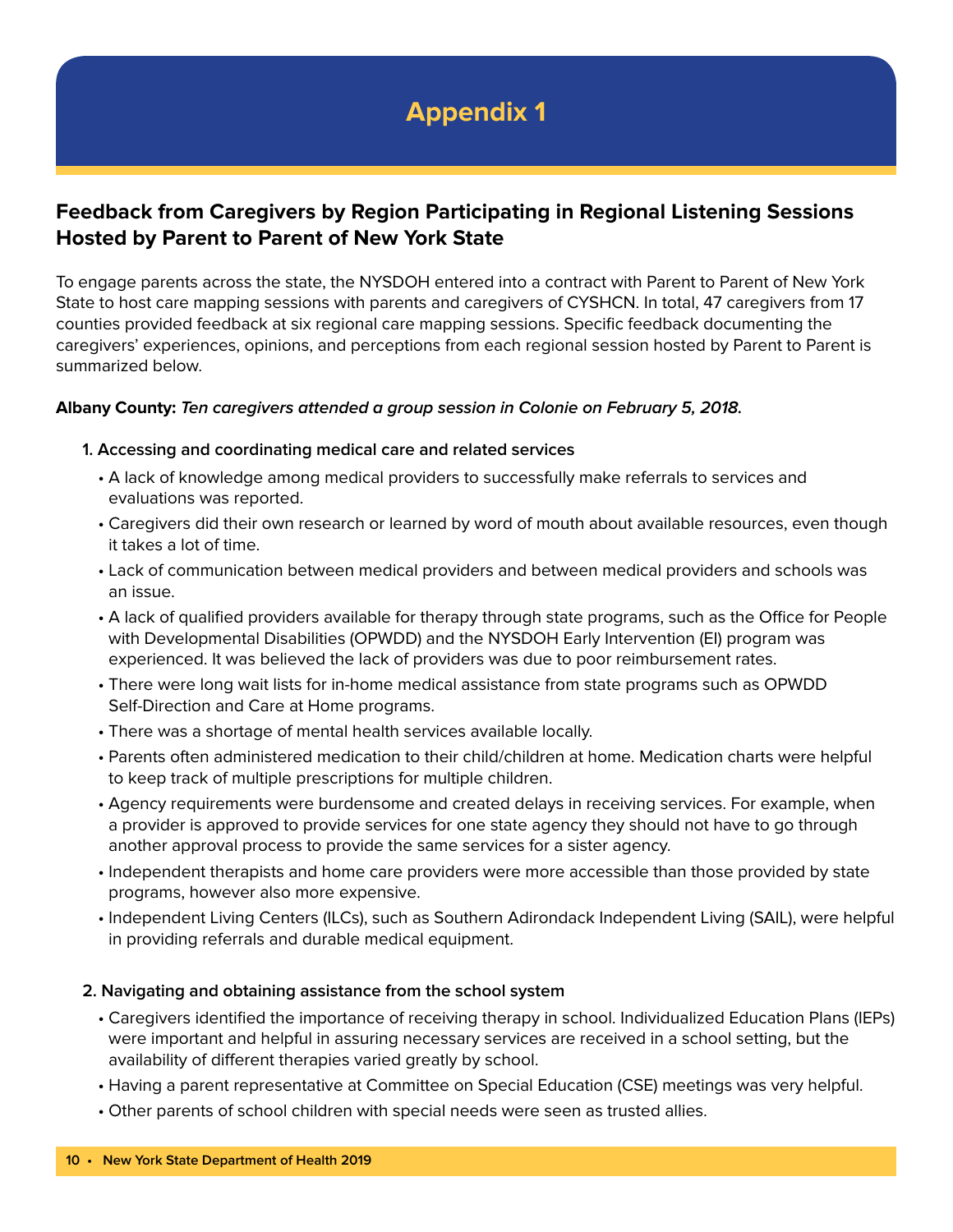# Appendix 1

## Feedback from Caregivers by Region Participating in Regional Listening Sessions Hosted by Parent to Parent of New York State

To engage parents across the state, the NYSDOH entered into a contract with Parent to Parent of New York State to host care mapping sessions with parents and caregivers of CYSHCN. In total, 47 caregivers from 17 counties provided feedback at six regional care mapping sessions. Specific feedback documenting the caregivers' experiences, opinions, and perceptions from each regional session hosted by Parent to Parent is summarized below.

**Albany County:** ***Ten caregivers attended a group session in Colonie on February 5, 2018.***

**1. Accessing and coordinating medical care and related services**

- A lack of knowledge among medical providers to successfully make referrals to services and evaluations was reported.
- Caregivers did their own research or learned by word of mouth about available resources, even though it takes a lot of time.
- Lack of communication between medical providers and between medical providers and schools was an issue.
- A lack of qualified providers available for therapy through state programs, such as the Office for People with Developmental Disabilities (OPWDD) and the NYSDOH Early Intervention (EI) program was experienced. It was believed the lack of providers was due to poor reimbursement rates.
- There were long wait lists for in-home medical assistance from state programs such as OPWDD Self-Direction and Care at Home programs.
- There was a shortage of mental health services available locally.
- Parents often administered medication to their child/children at home. Medication charts were helpful to keep track of multiple prescriptions for multiple children.
- Agency requirements were burdensome and created delays in receiving services. For example, when a provider is approved to provide services for one state agency they should not have to go through another approval process to provide the same services for a sister agency.
- Independent therapists and home care providers were more accessible than those provided by state programs, however also more expensive.
- Independent Living Centers (ILCs), such as Southern Adirondack Independent Living (SAIL), were helpful in providing referrals and durable medical equipment.

**2. Navigating and obtaining assistance from the school system**

- Caregivers identified the importance of receiving therapy in school. Individualized Education Plans (IEPs) were important and helpful in assuring necessary services are received in a school setting, but the availability of different therapies varied greatly by school.
- Having a parent representative at Committee on Special Education (CSE) meetings was very helpful.
- Other parents of school children with special needs were seen as trusted allies.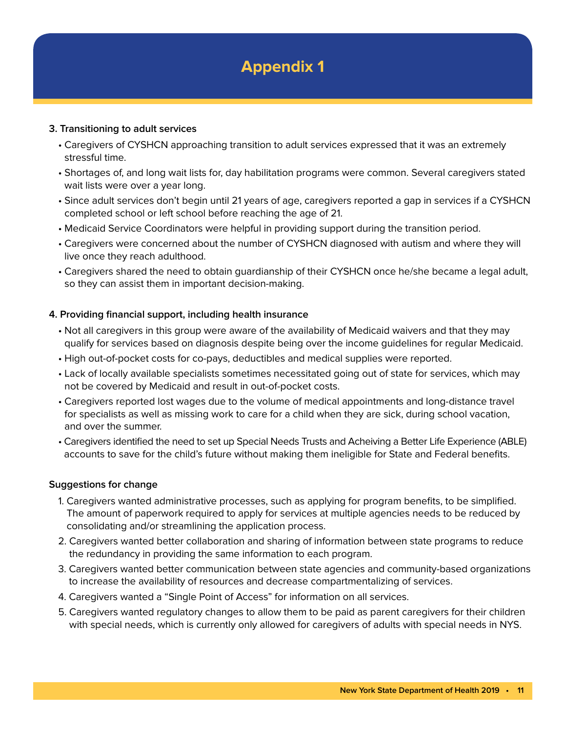# Appendix 1

**3. Transitioning to adult services**

- Caregivers of CYSHCN approaching transition to adult services expressed that it was an extremely stressful time.
- Shortages of, and long wait lists for, day habilitation programs were common. Several caregivers stated wait lists were over a year long.
- Since adult services don't begin until 21 years of age, caregivers reported a gap in services if a CYSHCN completed school or left school before reaching the age of 21.
- Medicaid Service Coordinators were helpful in providing support during the transition period.
- Caregivers were concerned about the number of CYSHCN diagnosed with autism and where they will live once they reach adulthood.
- Caregivers shared the need to obtain guardianship of their CYSHCN once he/she became a legal adult, so they can assist them in important decision-making.

**4. Providing financial support, including health insurance**

- Not all caregivers in this group were aware of the availability of Medicaid waivers and that they may qualify for services based on diagnosis despite being over the income guidelines for regular Medicaid.
- High out-of-pocket costs for co-pays, deductibles and medical supplies were reported.
- Lack of locally available specialists sometimes necessitated going out of state for services, which may not be covered by Medicaid and result in out-of-pocket costs.
- Caregivers reported lost wages due to the volume of medical appointments and long-distance travel for specialists as well as missing work to care for a child when they are sick, during school vacation, and over the summer.
- Caregivers identified the need to set up Special Needs Trusts and Acheiving a Better Life Experience (ABLE) accounts to save for the child's future without making them ineligible for State and Federal benefits.

**Suggestions for change**

1. Caregivers wanted administrative processes, such as applying for program benefits, to be simplified. The amount of paperwork required to apply for services at multiple agencies needs to be reduced by consolidating and/or streamlining the application process.
2. Caregivers wanted better collaboration and sharing of information between state programs to reduce the redundancy in providing the same information to each program.
3. Caregivers wanted better communication between state agencies and community-based organizations to increase the availability of resources and decrease compartmentalizing of services.
4. Caregivers wanted a "Single Point of Access" for information on all services.
5. Caregivers wanted regulatory changes to allow them to be paid as parent caregivers for their children with special needs, which is currently only allowed for caregivers of adults with special needs in NYS.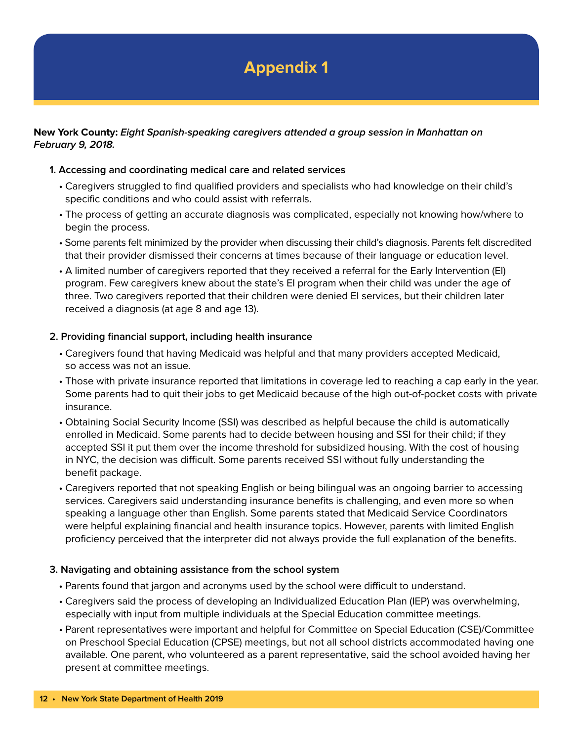# Appendix 1

**New York County:** ***Eight Spanish-speaking caregivers attended a group session in Manhattan on February 9, 2018.***

**1. Accessing and coordinating medical care and related services**

- Caregivers struggled to find qualified providers and specialists who had knowledge on their child's specific conditions and who could assist with referrals.
- The process of getting an accurate diagnosis was complicated, especially not knowing how/where to begin the process.
- Some parents felt minimized by the provider when discussing their child's diagnosis. Parents felt discredited that their provider dismissed their concerns at times because of their language or education level.
- A limited number of caregivers reported that they received a referral for the Early Intervention (EI) program. Few caregivers knew about the state's EI program when their child was under the age of three. Two caregivers reported that their children were denied EI services, but their children later received a diagnosis (at age 8 and age 13).

**2. Providing financial support, including health insurance**

- Caregivers found that having Medicaid was helpful and that many providers accepted Medicaid, so access was not an issue.
- Those with private insurance reported that limitations in coverage led to reaching a cap early in the year. Some parents had to quit their jobs to get Medicaid because of the high out-of-pocket costs with private insurance.
- Obtaining Social Security Income (SSI) was described as helpful because the child is automatically enrolled in Medicaid. Some parents had to decide between housing and SSI for their child; if they accepted SSI it put them over the income threshold for subsidized housing. With the cost of housing in NYC, the decision was difficult. Some parents received SSI without fully understanding the benefit package.
- Caregivers reported that not speaking English or being bilingual was an ongoing barrier to accessing services. Caregivers said understanding insurance benefits is challenging, and even more so when speaking a language other than English. Some parents stated that Medicaid Service Coordinators were helpful explaining financial and health insurance topics. However, parents with limited English proficiency perceived that the interpreter did not always provide the full explanation of the benefits.

**3. Navigating and obtaining assistance from the school system**

- Parents found that jargon and acronyms used by the school were difficult to understand.
- Caregivers said the process of developing an Individualized Education Plan (IEP) was overwhelming, especially with input from multiple individuals at the Special Education committee meetings.
- Parent representatives were important and helpful for Committee on Special Education (CSE)/Committee on Preschool Special Education (CPSE) meetings, but not all school districts accommodated having one available. One parent, who volunteered as a parent representative, said the school avoided having her present at committee meetings.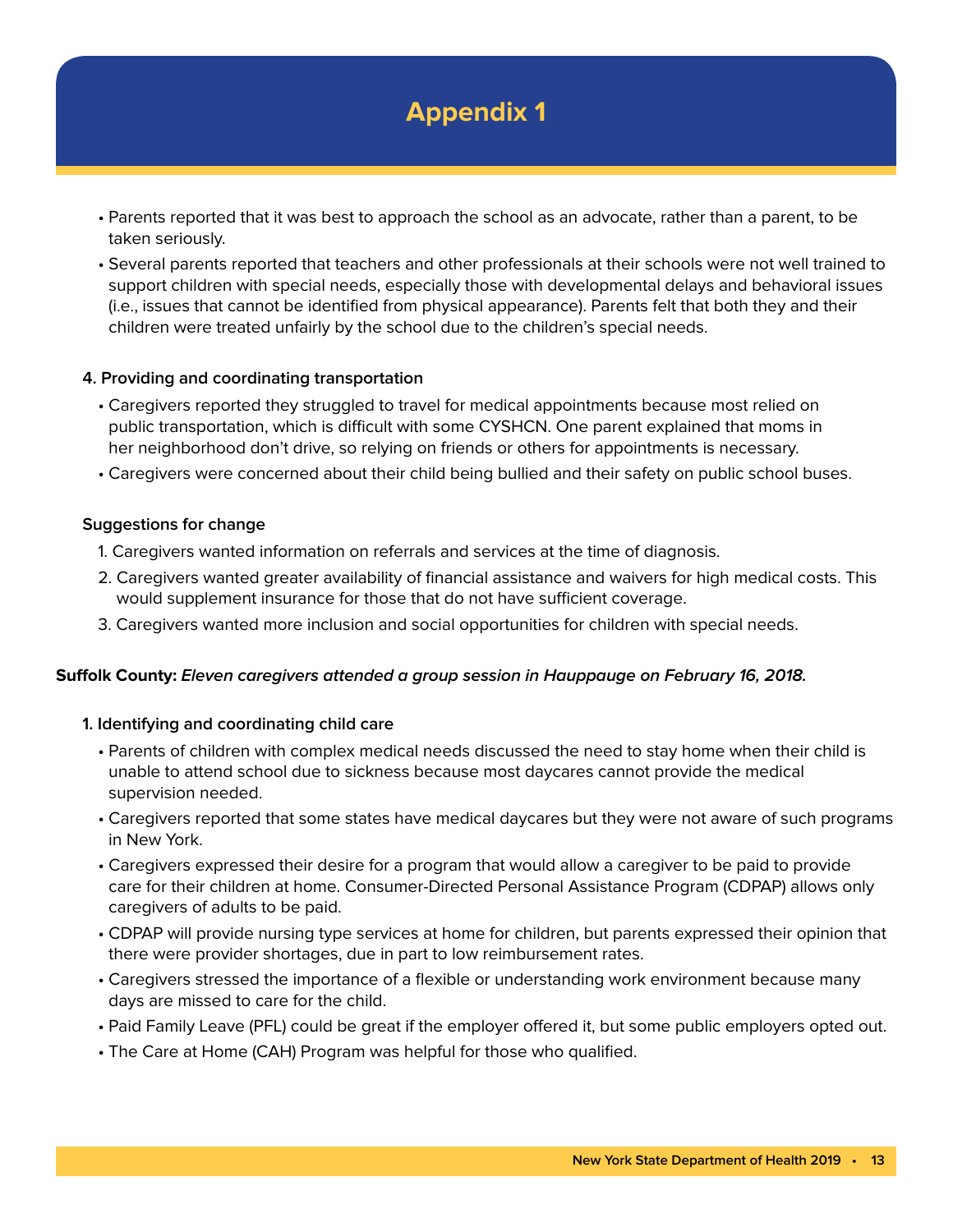# Appendix 1

- Parents reported that it was best to approach the school as an advocate, rather than a parent, to be taken seriously.
- Several parents reported that teachers and other professionals at their schools were not well trained to support children with special needs, especially those with developmental delays and behavioral issues (i.e., issues that cannot be identified from physical appearance). Parents felt that both they and their children were treated unfairly by the school due to the children's special needs.

**4. Providing and coordinating transportation**

- Caregivers reported they struggled to travel for medical appointments because most relied on public transportation, which is difficult with some CYSHCN. One parent explained that moms in her neighborhood don't drive, so relying on friends or others for appointments is necessary.
- Caregivers were concerned about their child being bullied and their safety on public school buses.

**Suggestions for change**

1. Caregivers wanted information on referrals and services at the time of diagnosis.
2. Caregivers wanted greater availability of financial assistance and waivers for high medical costs. This would supplement insurance for those that do not have sufficient coverage.
3. Caregivers wanted more inclusion and social opportunities for children with special needs.

**Suffolk County:** ***Eleven caregivers attended a group session in Hauppauge on February 16, 2018.***

**1. Identifying and coordinating child care**

- Parents of children with complex medical needs discussed the need to stay home when their child is unable to attend school due to sickness because most daycares cannot provide the medical supervision needed.
- Caregivers reported that some states have medical daycares but they were not aware of such programs in New York.
- Caregivers expressed their desire for a program that would allow a caregiver to be paid to provide care for their children at home. Consumer-Directed Personal Assistance Program (CDPAP) allows only caregivers of adults to be paid.
- CDPAP will provide nursing type services at home for children, but parents expressed their opinion that there were provider shortages, due in part to low reimbursement rates.
- Caregivers stressed the importance of a flexible or understanding work environment because many days are missed to care for the child.
- Paid Family Leave (PFL) could be great if the employer offered it, but some public employers opted out.
- The Care at Home (CAH) Program was helpful for those who qualified.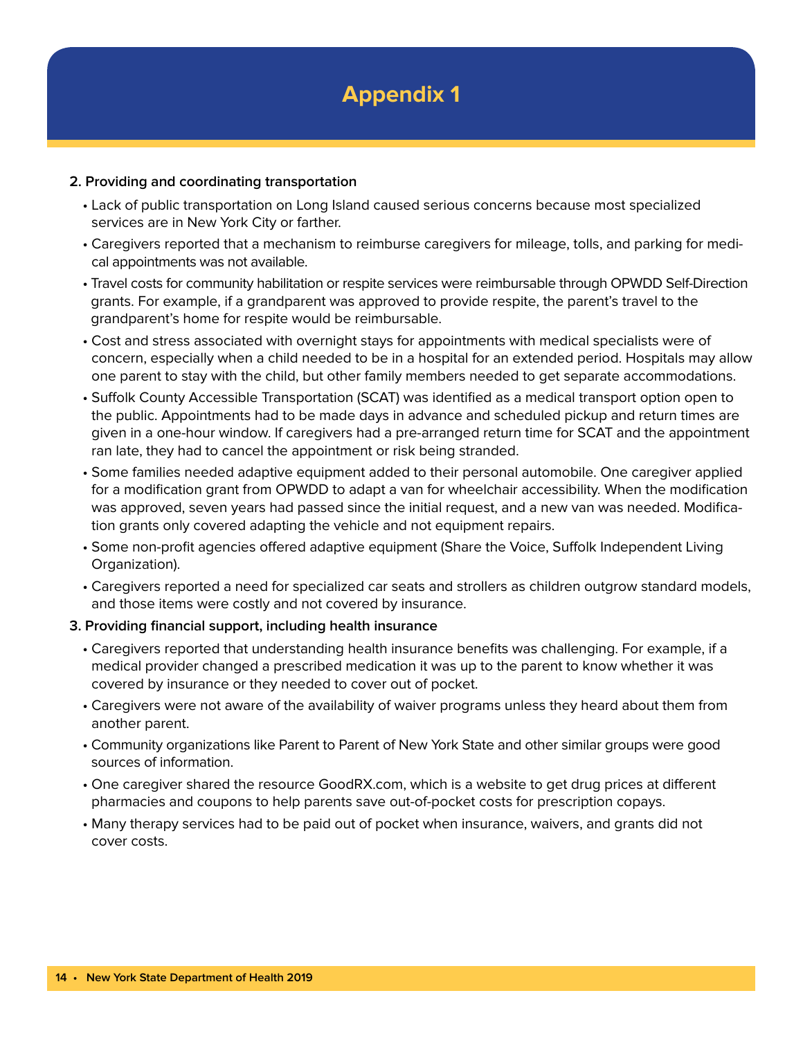# Appendix 1

**2. Providing and coordinating transportation**

- Lack of public transportation on Long Island caused serious concerns because most specialized services are in New York City or farther.
- Caregivers reported that a mechanism to reimburse caregivers for mileage, tolls, and parking for medical appointments was not available.
- Travel costs for community habilitation or respite services were reimbursable through OPWDD Self-Direction grants. For example, if a grandparent was approved to provide respite, the parent's travel to the grandparent's home for respite would be reimbursable.
- Cost and stress associated with overnight stays for appointments with medical specialists were of concern, especially when a child needed to be in a hospital for an extended period. Hospitals may allow one parent to stay with the child, but other family members needed to get separate accommodations.
- Suffolk County Accessible Transportation (SCAT) was identified as a medical transport option open to the public. Appointments had to be made days in advance and scheduled pickup and return times are given in a one-hour window. If caregivers had a pre-arranged return time for SCAT and the appointment ran late, they had to cancel the appointment or risk being stranded.
- Some families needed adaptive equipment added to their personal automobile. One caregiver applied for a modification grant from OPWDD to adapt a van for wheelchair accessibility. When the modification was approved, seven years had passed since the initial request, and a new van was needed. Modification grants only covered adapting the vehicle and not equipment repairs.
- Some non-profit agencies offered adaptive equipment (Share the Voice, Suffolk Independent Living Organization).
- Caregivers reported a need for specialized car seats and strollers as children outgrow standard models, and those items were costly and not covered by insurance.

**3. Providing financial support, including health insurance**

- Caregivers reported that understanding health insurance benefits was challenging. For example, if a medical provider changed a prescribed medication it was up to the parent to know whether it was covered by insurance or they needed to cover out of pocket.
- Caregivers were not aware of the availability of waiver programs unless they heard about them from another parent.
- Community organizations like Parent to Parent of New York State and other similar groups were good sources of information.
- One caregiver shared the resource GoodRX.com, which is a website to get drug prices at different pharmacies and coupons to help parents save out-of-pocket costs for prescription copays.
- Many therapy services had to be paid out of pocket when insurance, waivers, and grants did not cover costs.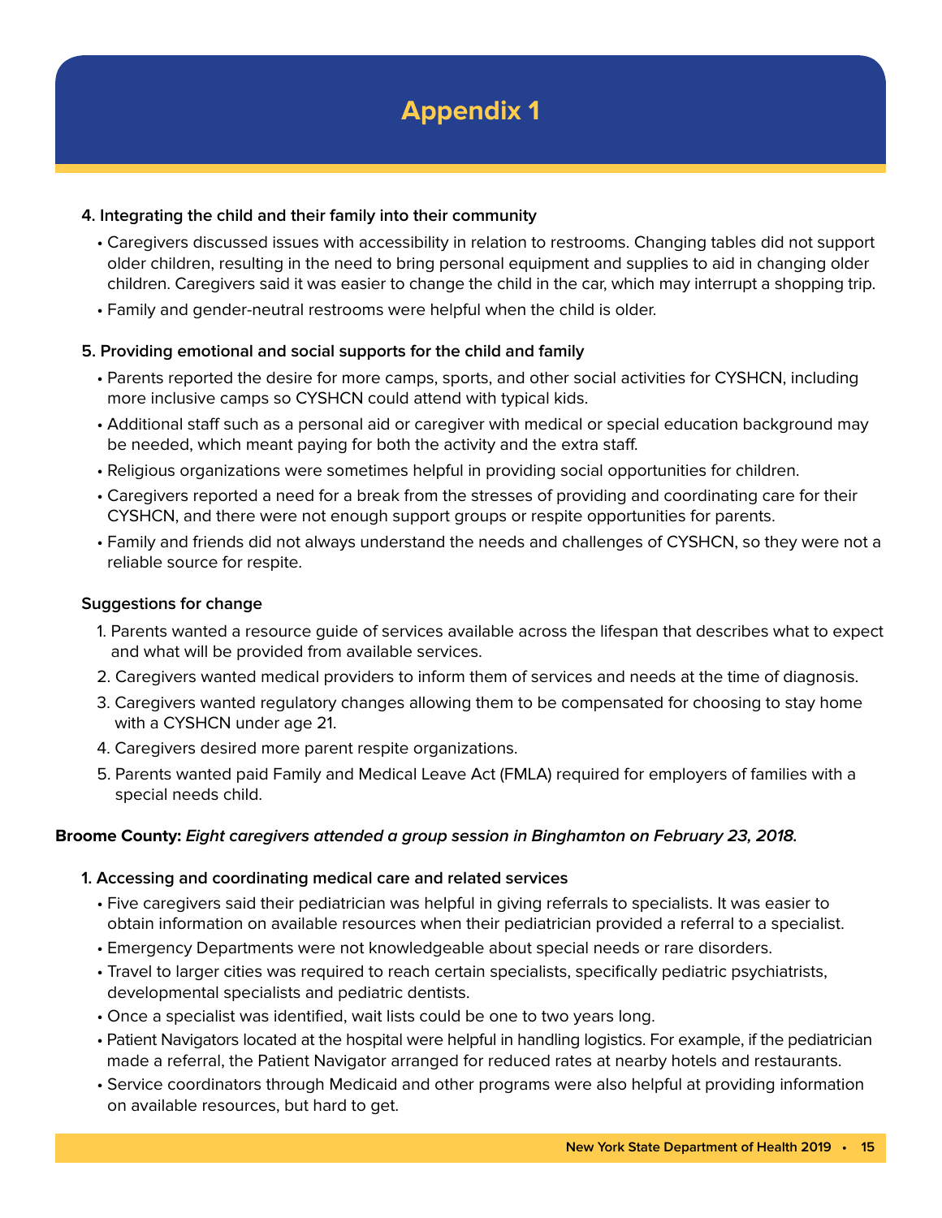# Appendix 1

**4. Integrating the child and their family into their community**

- Caregivers discussed issues with accessibility in relation to restrooms. Changing tables did not support older children, resulting in the need to bring personal equipment and supplies to aid in changing older children. Caregivers said it was easier to change the child in the car, which may interrupt a shopping trip.
- Family and gender-neutral restrooms were helpful when the child is older.

**5. Providing emotional and social supports for the child and family**

- Parents reported the desire for more camps, sports, and other social activities for CYSHCN, including more inclusive camps so CYSHCN could attend with typical kids.
- Additional staff such as a personal aid or caregiver with medical or special education background may be needed, which meant paying for both the activity and the extra staff.
- Religious organizations were sometimes helpful in providing social opportunities for children.
- Caregivers reported a need for a break from the stresses of providing and coordinating care for their CYSHCN, and there were not enough support groups or respite opportunities for parents.
- Family and friends did not always understand the needs and challenges of CYSHCN, so they were not a reliable source for respite.

**Suggestions for change**

1. Parents wanted a resource guide of services available across the lifespan that describes what to expect and what will be provided from available services.
2. Caregivers wanted medical providers to inform them of services and needs at the time of diagnosis.
3. Caregivers wanted regulatory changes allowing them to be compensated for choosing to stay home with a CYSHCN under age 21.
4. Caregivers desired more parent respite organizations.
5. Parents wanted paid Family and Medical Leave Act (FMLA) required for employers of families with a special needs child.

**Broome County:** ***Eight caregivers attended a group session in Binghamton on February 23, 2018.***

**1. Accessing and coordinating medical care and related services**

- Five caregivers said their pediatrician was helpful in giving referrals to specialists. It was easier to obtain information on available resources when their pediatrician provided a referral to a specialist.
- Emergency Departments were not knowledgeable about special needs or rare disorders.
- Travel to larger cities was required to reach certain specialists, specifically pediatric psychiatrists, developmental specialists and pediatric dentists.
- Once a specialist was identified, wait lists could be one to two years long.
- Patient Navigators located at the hospital were helpful in handling logistics. For example, if the pediatrician made a referral, the Patient Navigator arranged for reduced rates at nearby hotels and restaurants.
- Service coordinators through Medicaid and other programs were also helpful at providing information on available resources, but hard to get.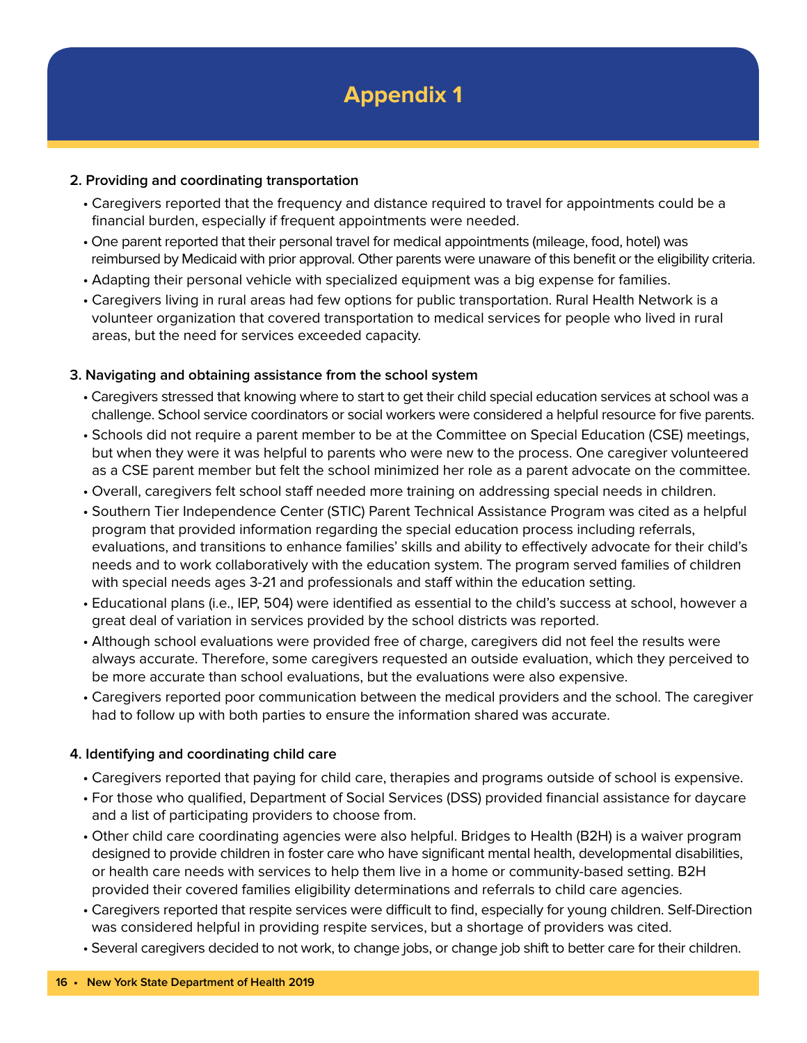# Appendix 1

**2. Providing and coordinating transportation**

- Caregivers reported that the frequency and distance required to travel for appointments could be a financial burden, especially if frequent appointments were needed.
- One parent reported that their personal travel for medical appointments (mileage, food, hotel) was reimbursed by Medicaid with prior approval. Other parents were unaware of this benefit or the eligibility criteria.
- Adapting their personal vehicle with specialized equipment was a big expense for families.
- Caregivers living in rural areas had few options for public transportation. Rural Health Network is a volunteer organization that covered transportation to medical services for people who lived in rural areas, but the need for services exceeded capacity.

**3. Navigating and obtaining assistance from the school system**

- Caregivers stressed that knowing where to start to get their child special education services at school was a challenge. School service coordinators or social workers were considered a helpful resource for five parents.
- Schools did not require a parent member to be at the Committee on Special Education (CSE) meetings, but when they were it was helpful to parents who were new to the process. One caregiver volunteered as a CSE parent member but felt the school minimized her role as a parent advocate on the committee.
- Overall, caregivers felt school staff needed more training on addressing special needs in children.
- Southern Tier Independence Center (STIC) Parent Technical Assistance Program was cited as a helpful program that provided information regarding the special education process including referrals, evaluations, and transitions to enhance families' skills and ability to effectively advocate for their child's needs and to work collaboratively with the education system. The program served families of children with special needs ages 3-21 and professionals and staff within the education setting.
- Educational plans (i.e., IEP, 504) were identified as essential to the child's success at school, however a great deal of variation in services provided by the school districts was reported.
- Although school evaluations were provided free of charge, caregivers did not feel the results were always accurate. Therefore, some caregivers requested an outside evaluation, which they perceived to be more accurate than school evaluations, but the evaluations were also expensive.
- Caregivers reported poor communication between the medical providers and the school. The caregiver had to follow up with both parties to ensure the information shared was accurate.

**4. Identifying and coordinating child care**

- Caregivers reported that paying for child care, therapies and programs outside of school is expensive.
- For those who qualified, Department of Social Services (DSS) provided financial assistance for daycare and a list of participating providers to choose from.
- Other child care coordinating agencies were also helpful. Bridges to Health (B2H) is a waiver program designed to provide children in foster care who have significant mental health, developmental disabilities, or health care needs with services to help them live in a home or community-based setting. B2H provided their covered families eligibility determinations and referrals to child care agencies.
- Caregivers reported that respite services were difficult to find, especially for young children. Self-Direction was considered helpful in providing respite services, but a shortage of providers was cited.
- Several caregivers decided to not work, to change jobs, or change job shift to better care for their children.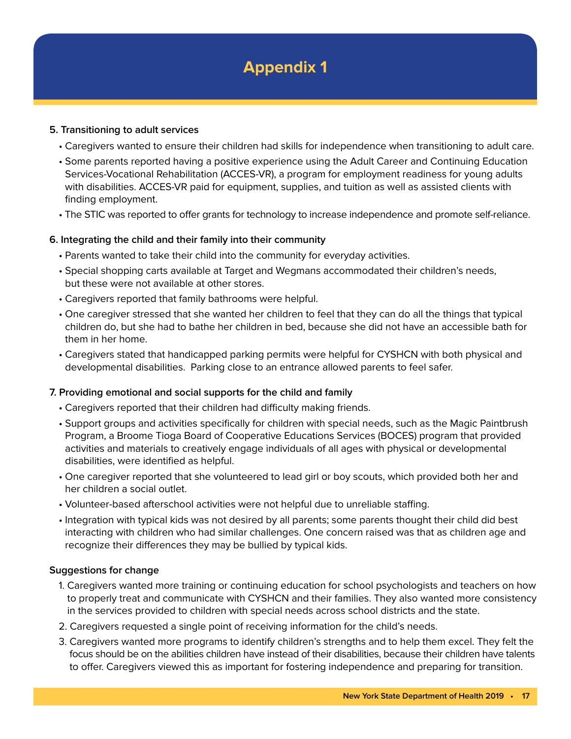# Appendix 1

**5. Transitioning to adult services**

- Caregivers wanted to ensure their children had skills for independence when transitioning to adult care.
- Some parents reported having a positive experience using the Adult Career and Continuing Education Services-Vocational Rehabilitation (ACCES-VR), a program for employment readiness for young adults with disabilities. ACCES-VR paid for equipment, supplies, and tuition as well as assisted clients with finding employment.
- The STIC was reported to offer grants for technology to increase independence and promote self-reliance.

**6. Integrating the child and their family into their community**

- Parents wanted to take their child into the community for everyday activities.
- Special shopping carts available at Target and Wegmans accommodated their children's needs, but these were not available at other stores.
- Caregivers reported that family bathrooms were helpful.
- One caregiver stressed that she wanted her children to feel that they can do all the things that typical children do, but she had to bathe her children in bed, because she did not have an accessible bath for them in her home.
- Caregivers stated that handicapped parking permits were helpful for CYSHCN with both physical and developmental disabilities. Parking close to an entrance allowed parents to feel safer.

**7. Providing emotional and social supports for the child and family**

- Caregivers reported that their children had difficulty making friends.
- Support groups and activities specifically for children with special needs, such as the Magic Paintbrush Program, a Broome Tioga Board of Cooperative Educations Services (BOCES) program that provided activities and materials to creatively engage individuals of all ages with physical or developmental disabilities, were identified as helpful.
- One caregiver reported that she volunteered to lead girl or boy scouts, which provided both her and her children a social outlet.
- Volunteer-based afterschool activities were not helpful due to unreliable staffing.
- Integration with typical kids was not desired by all parents; some parents thought their child did best interacting with children who had similar challenges. One concern raised was that as children age and recognize their differences they may be bullied by typical kids.

**Suggestions for change**

1. Caregivers wanted more training or continuing education for school psychologists and teachers on how to properly treat and communicate with CYSHCN and their families. They also wanted more consistency in the services provided to children with special needs across school districts and the state.
2. Caregivers requested a single point of receiving information for the child's needs.
3. Caregivers wanted more programs to identify children's strengths and to help them excel. They felt the focus should be on the abilities children have instead of their disabilities, because their children have talents to offer. Caregivers viewed this as important for fostering independence and preparing for transition.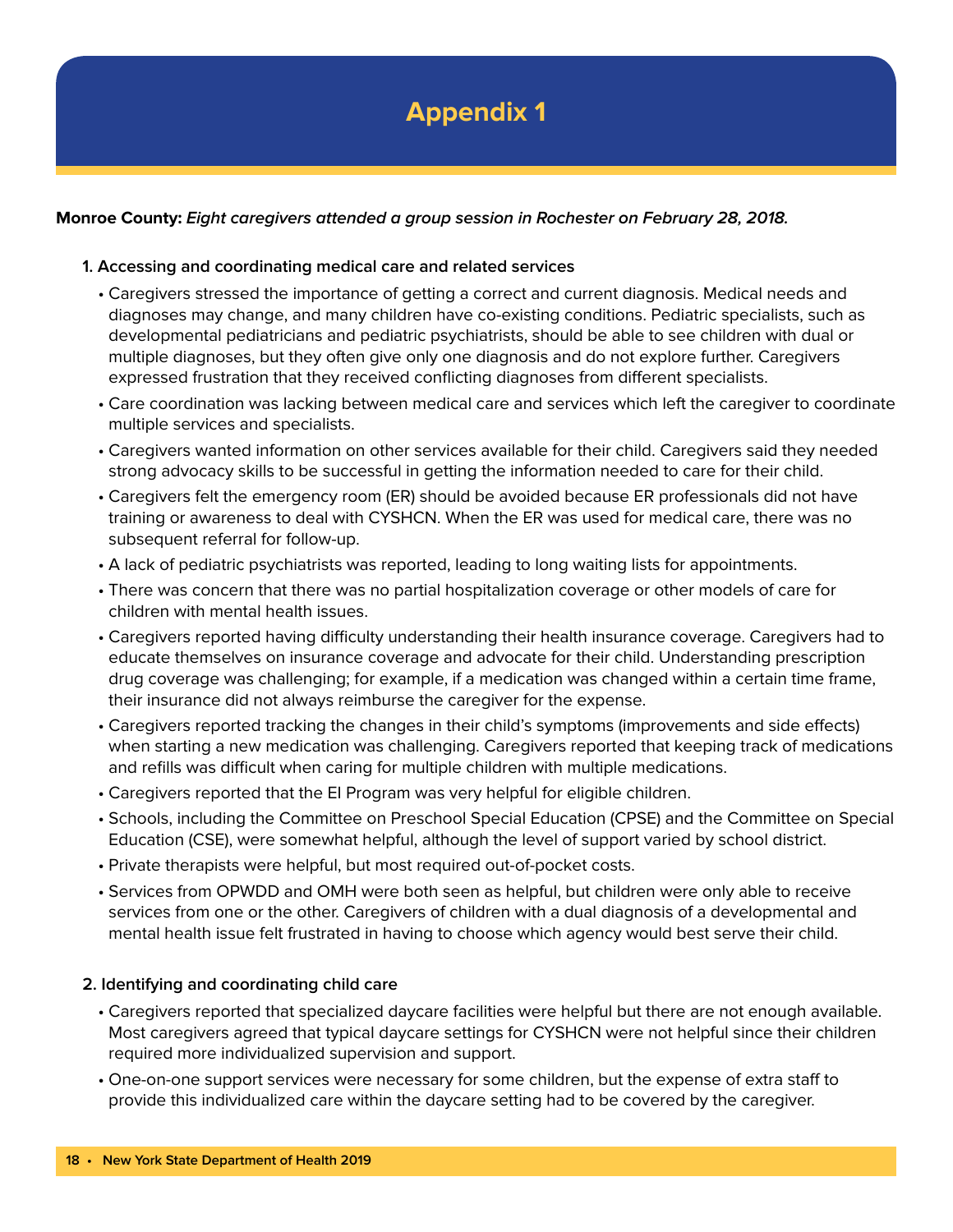# Appendix 1

**Monroe County:** ***Eight caregivers attended a group session in Rochester on February 28, 2018.***

**1. Accessing and coordinating medical care and related services**

- Caregivers stressed the importance of getting a correct and current diagnosis. Medical needs and diagnoses may change, and many children have co-existing conditions. Pediatric specialists, such as developmental pediatricians and pediatric psychiatrists, should be able to see children with dual or multiple diagnoses, but they often give only one diagnosis and do not explore further. Caregivers expressed frustration that they received conflicting diagnoses from different specialists.
- Care coordination was lacking between medical care and services which left the caregiver to coordinate multiple services and specialists.
- Caregivers wanted information on other services available for their child. Caregivers said they needed strong advocacy skills to be successful in getting the information needed to care for their child.
- Caregivers felt the emergency room (ER) should be avoided because ER professionals did not have training or awareness to deal with CYSHCN. When the ER was used for medical care, there was no subsequent referral for follow-up.
- A lack of pediatric psychiatrists was reported, leading to long waiting lists for appointments.
- There was concern that there was no partial hospitalization coverage or other models of care for children with mental health issues.
- Caregivers reported having difficulty understanding their health insurance coverage. Caregivers had to educate themselves on insurance coverage and advocate for their child. Understanding prescription drug coverage was challenging; for example, if a medication was changed within a certain time frame, their insurance did not always reimburse the caregiver for the expense.
- Caregivers reported tracking the changes in their child's symptoms (improvements and side effects) when starting a new medication was challenging. Caregivers reported that keeping track of medications and refills was difficult when caring for multiple children with multiple medications.
- Caregivers reported that the EI Program was very helpful for eligible children.
- Schools, including the Committee on Preschool Special Education (CPSE) and the Committee on Special Education (CSE), were somewhat helpful, although the level of support varied by school district.
- Private therapists were helpful, but most required out-of-pocket costs.
- Services from OPWDD and OMH were both seen as helpful, but children were only able to receive services from one or the other. Caregivers of children with a dual diagnosis of a developmental and mental health issue felt frustrated in having to choose which agency would best serve their child.

**2. Identifying and coordinating child care**

- Caregivers reported that specialized daycare facilities were helpful but there are not enough available. Most caregivers agreed that typical daycare settings for CYSHCN were not helpful since their children required more individualized supervision and support.
- One-on-one support services were necessary for some children, but the expense of extra staff to provide this individualized care within the daycare setting had to be covered by the caregiver.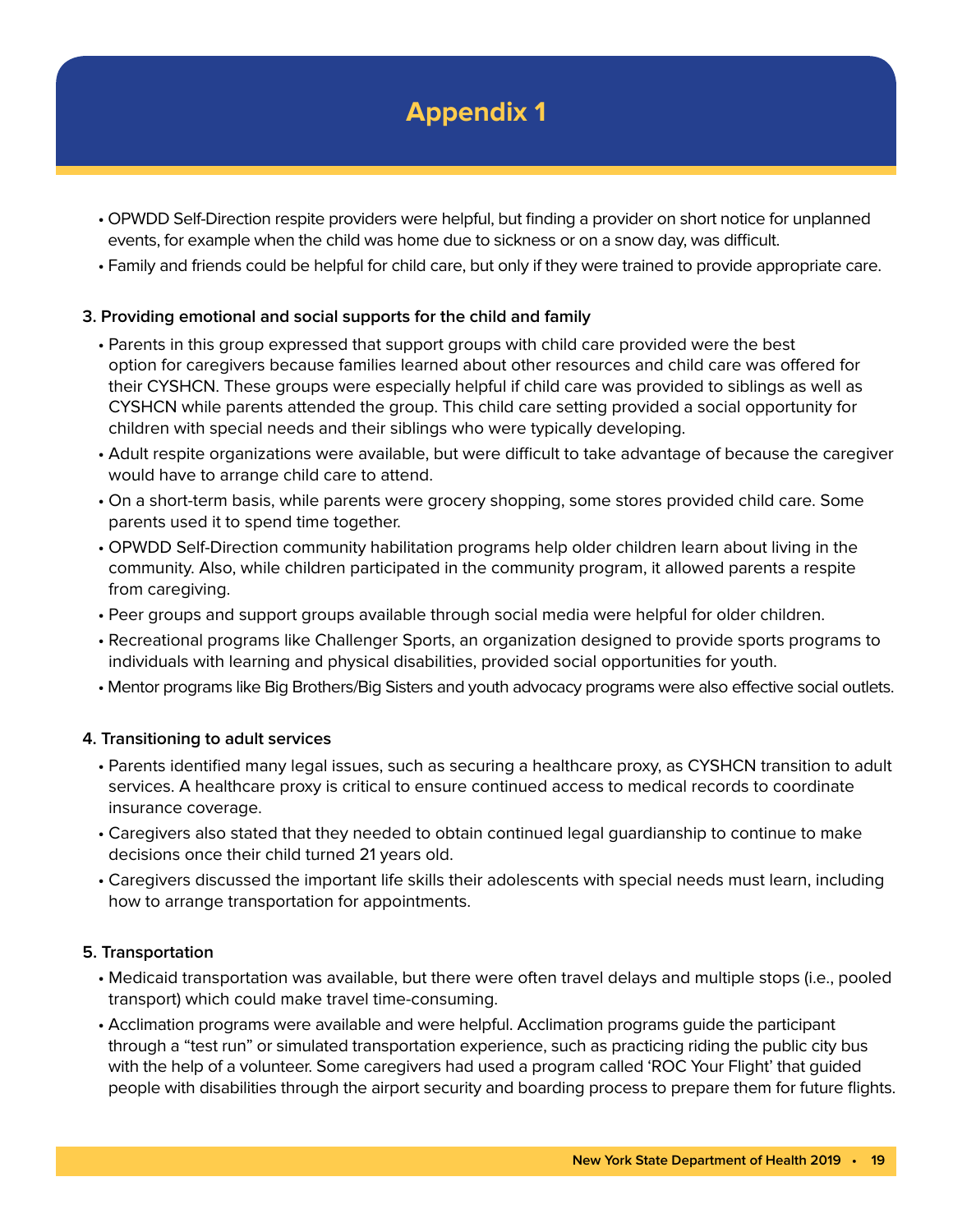# Appendix 1

- OPWDD Self-Direction respite providers were helpful, but finding a provider on short notice for unplanned events, for example when the child was home due to sickness or on a snow day, was difficult.
- Family and friends could be helpful for child care, but only if they were trained to provide appropriate care.

**3. Providing emotional and social supports for the child and family**

- Parents in this group expressed that support groups with child care provided were the best option for caregivers because families learned about other resources and child care was offered for their CYSHCN. These groups were especially helpful if child care was provided to siblings as well as CYSHCN while parents attended the group. This child care setting provided a social opportunity for children with special needs and their siblings who were typically developing.
- Adult respite organizations were available, but were difficult to take advantage of because the caregiver would have to arrange child care to attend.
- On a short-term basis, while parents were grocery shopping, some stores provided child care. Some parents used it to spend time together.
- OPWDD Self-Direction community habilitation programs help older children learn about living in the community. Also, while children participated in the community program, it allowed parents a respite from caregiving.
- Peer groups and support groups available through social media were helpful for older children.
- Recreational programs like Challenger Sports, an organization designed to provide sports programs to individuals with learning and physical disabilities, provided social opportunities for youth.
- Mentor programs like Big Brothers/Big Sisters and youth advocacy programs were also effective social outlets.

**4. Transitioning to adult services**

- Parents identified many legal issues, such as securing a healthcare proxy, as CYSHCN transition to adult services. A healthcare proxy is critical to ensure continued access to medical records to coordinate insurance coverage.
- Caregivers also stated that they needed to obtain continued legal guardianship to continue to make decisions once their child turned 21 years old.
- Caregivers discussed the important life skills their adolescents with special needs must learn, including how to arrange transportation for appointments.

**5. Transportation**

- Medicaid transportation was available, but there were often travel delays and multiple stops (i.e., pooled transport) which could make travel time-consuming.
- Acclimation programs were available and were helpful. Acclimation programs guide the participant through a "test run" or simulated transportation experience, such as practicing riding the public city bus with the help of a volunteer. Some caregivers had used a program called 'ROC Your Flight' that guided people with disabilities through the airport security and boarding process to prepare them for future flights.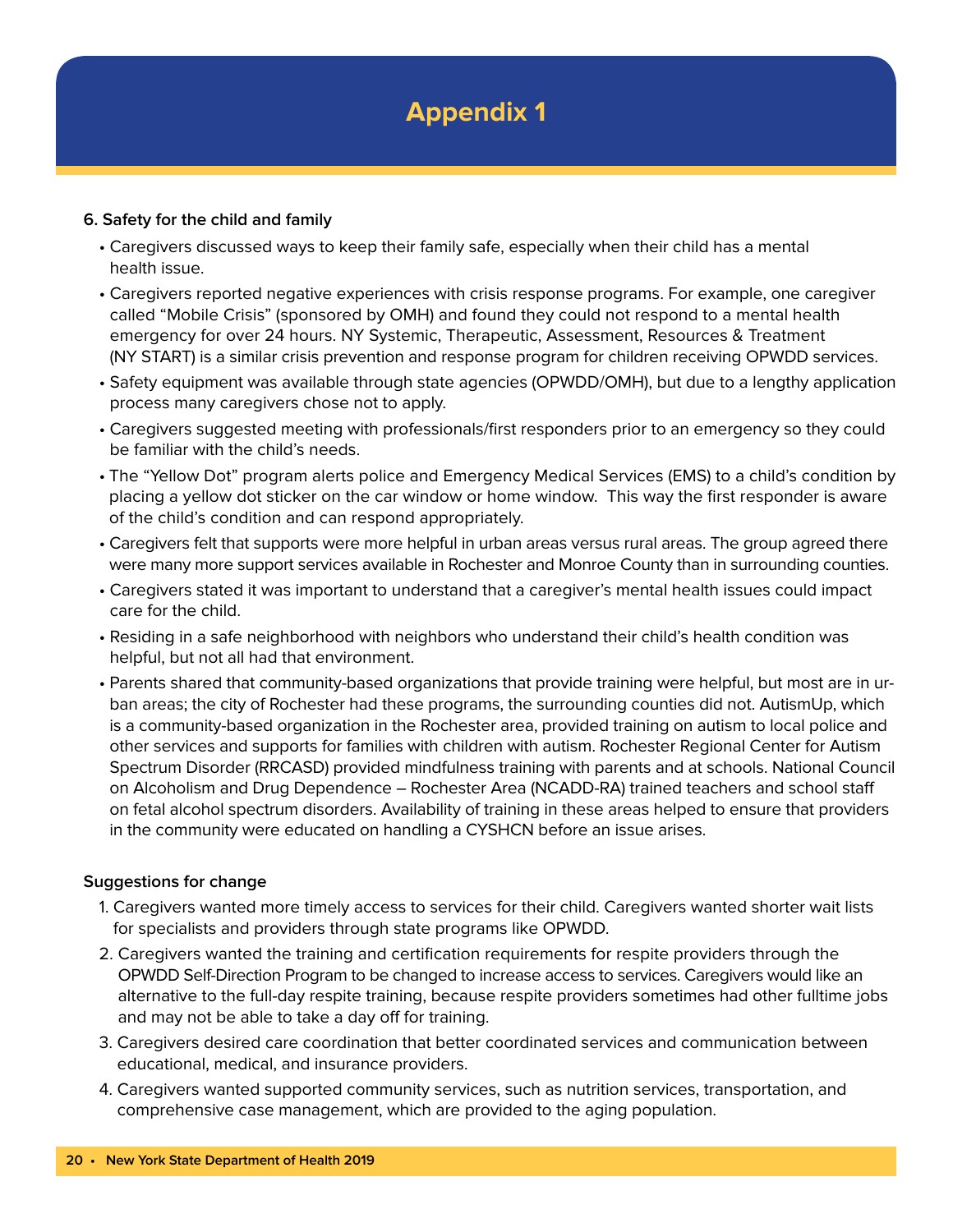# Appendix 1

**6. Safety for the child and family**

- Caregivers discussed ways to keep their family safe, especially when their child has a mental health issue.
- Caregivers reported negative experiences with crisis response programs. For example, one caregiver called "Mobile Crisis" (sponsored by OMH) and found they could not respond to a mental health emergency for over 24 hours. NY Systemic, Therapeutic, Assessment, Resources & Treatment (NY START) is a similar crisis prevention and response program for children receiving OPWDD services.
- Safety equipment was available through state agencies (OPWDD/OMH), but due to a lengthy application process many caregivers chose not to apply.
- Caregivers suggested meeting with professionals/first responders prior to an emergency so they could be familiar with the child's needs.
- The "Yellow Dot" program alerts police and Emergency Medical Services (EMS) to a child's condition by placing a yellow dot sticker on the car window or home window. This way the first responder is aware of the child's condition and can respond appropriately.
- Caregivers felt that supports were more helpful in urban areas versus rural areas. The group agreed there were many more support services available in Rochester and Monroe County than in surrounding counties.
- Caregivers stated it was important to understand that a caregiver's mental health issues could impact care for the child.
- Residing in a safe neighborhood with neighbors who understand their child's health condition was helpful, but not all had that environment.
- Parents shared that community-based organizations that provide training were helpful, but most are in urban areas; the city of Rochester had these programs, the surrounding counties did not. AutismUp, which is a community-based organization in the Rochester area, provided training on autism to local police and other services and supports for families with children with autism. Rochester Regional Center for Autism Spectrum Disorder (RRCASD) provided mindfulness training with parents and at schools. National Council on Alcoholism and Drug Dependence – Rochester Area (NCADD-RA) trained teachers and school staff on fetal alcohol spectrum disorders. Availability of training in these areas helped to ensure that providers in the community were educated on handling a CYSHCN before an issue arises.

**Suggestions for change**

1. Caregivers wanted more timely access to services for their child. Caregivers wanted shorter wait lists for specialists and providers through state programs like OPWDD.
2. Caregivers wanted the training and certification requirements for respite providers through the OPWDD Self-Direction Program to be changed to increase access to services. Caregivers would like an alternative to the full-day respite training, because respite providers sometimes had other fulltime jobs and may not be able to take a day off for training.
3. Caregivers desired care coordination that better coordinated services and communication between educational, medical, and insurance providers.
4. Caregivers wanted supported community services, such as nutrition services, transportation, and comprehensive case management, which are provided to the aging population.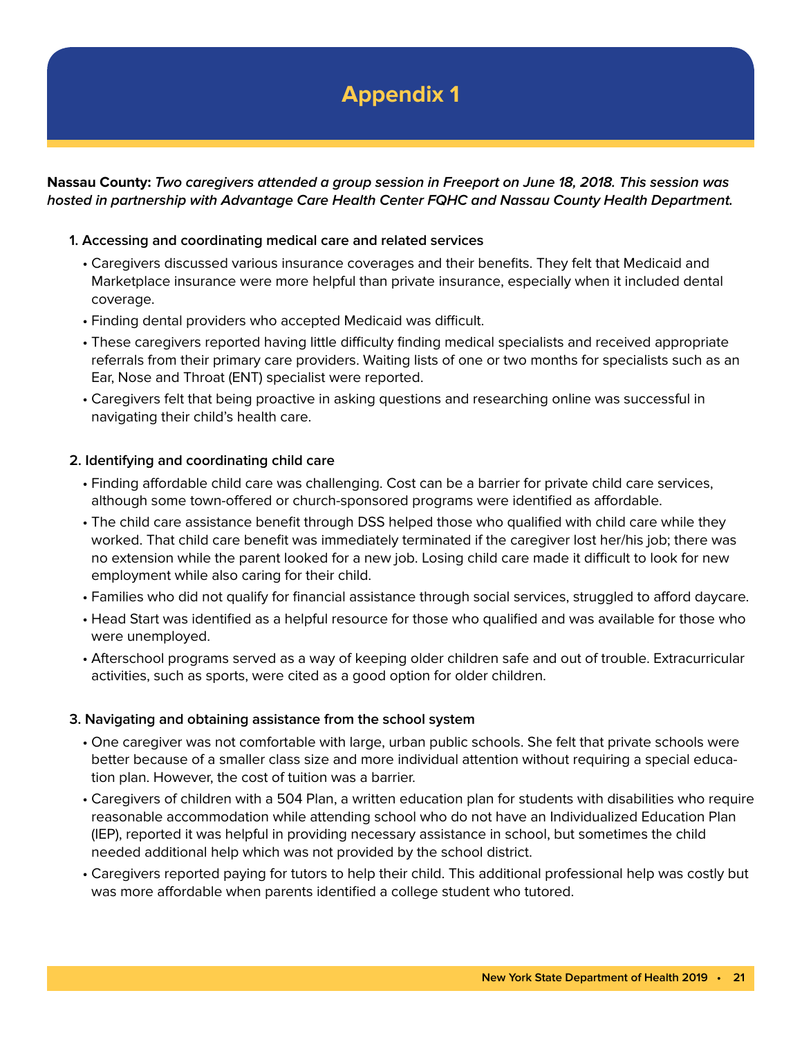# Appendix 1

**Nassau County:** ***Two caregivers attended a group session in Freeport on June 18, 2018. This session was hosted in partnership with Advantage Care Health Center FQHC and Nassau County Health Department.***

**1. Accessing and coordinating medical care and related services**

- Caregivers discussed various insurance coverages and their benefits. They felt that Medicaid and Marketplace insurance were more helpful than private insurance, especially when it included dental coverage.
- Finding dental providers who accepted Medicaid was difficult.
- These caregivers reported having little difficulty finding medical specialists and received appropriate referrals from their primary care providers. Waiting lists of one or two months for specialists such as an Ear, Nose and Throat (ENT) specialist were reported.
- Caregivers felt that being proactive in asking questions and researching online was successful in navigating their child's health care.

**2. Identifying and coordinating child care**

- Finding affordable child care was challenging. Cost can be a barrier for private child care services, although some town-offered or church-sponsored programs were identified as affordable.
- The child care assistance benefit through DSS helped those who qualified with child care while they worked. That child care benefit was immediately terminated if the caregiver lost her/his job; there was no extension while the parent looked for a new job. Losing child care made it difficult to look for new employment while also caring for their child.
- Families who did not qualify for financial assistance through social services, struggled to afford daycare.
- Head Start was identified as a helpful resource for those who qualified and was available for those who were unemployed.
- Afterschool programs served as a way of keeping older children safe and out of trouble. Extracurricular activities, such as sports, were cited as a good option for older children.

**3. Navigating and obtaining assistance from the school system**

- One caregiver was not comfortable with large, urban public schools. She felt that private schools were better because of a smaller class size and more individual attention without requiring a special education plan. However, the cost of tuition was a barrier.
- Caregivers of children with a 504 Plan, a written education plan for students with disabilities who require reasonable accommodation while attending school who do not have an Individualized Education Plan (IEP), reported it was helpful in providing necessary assistance in school, but sometimes the child needed additional help which was not provided by the school district.
- Caregivers reported paying for tutors to help their child. This additional professional help was costly but was more affordable when parents identified a college student who tutored.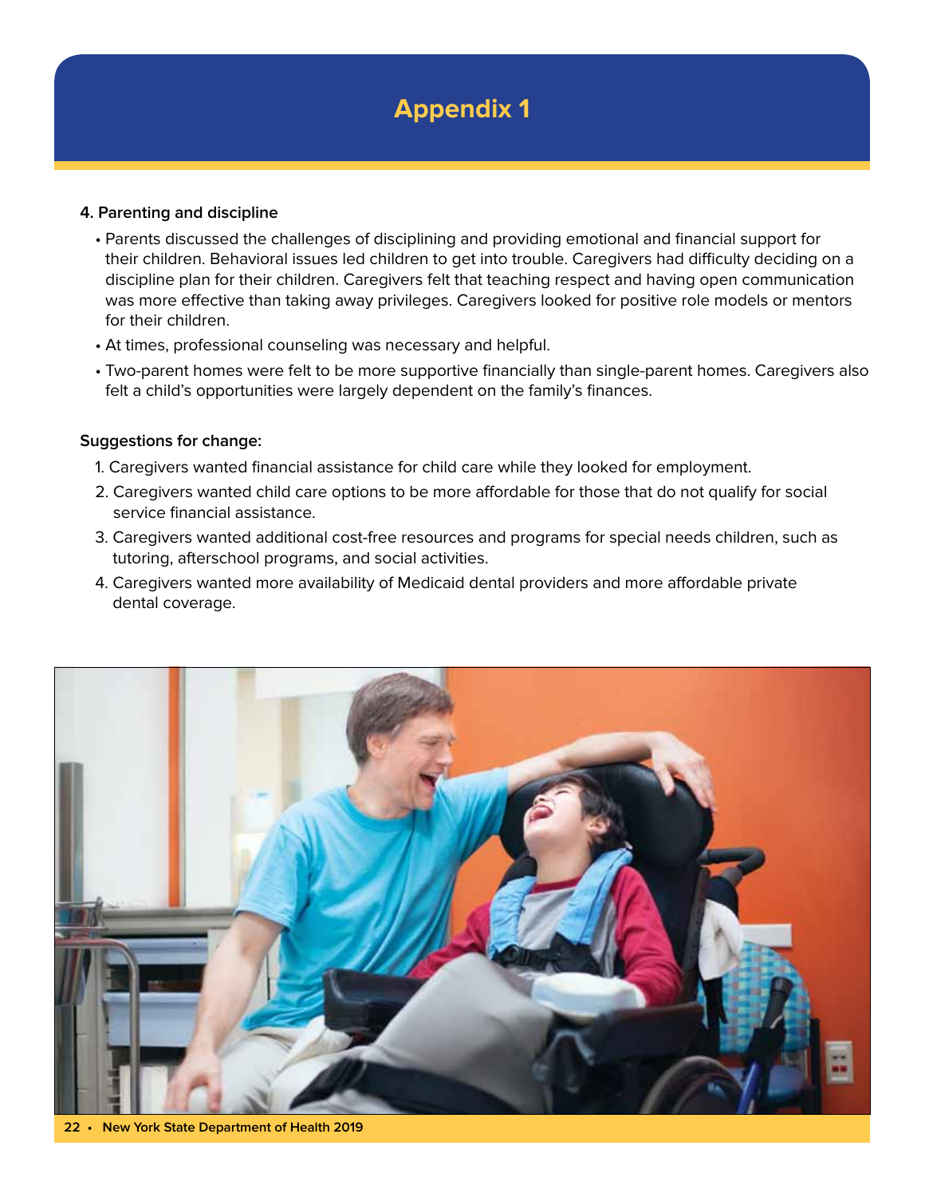# Appendix 1

**4. Parenting and discipline**

- Parents discussed the challenges of disciplining and providing emotional and financial support for their children. Behavioral issues led children to get into trouble. Caregivers had difficulty deciding on a discipline plan for their children. Caregivers felt that teaching respect and having open communication was more effective than taking away privileges. Caregivers looked for positive role models or mentors for their children.
- At times, professional counseling was necessary and helpful.
- Two-parent homes were felt to be more supportive financially than single-parent homes. Caregivers also felt a child's opportunities were largely dependent on the family's finances.

**Suggestions for change:**

1. Caregivers wanted financial assistance for child care while they looked for employment.
2. Caregivers wanted child care options to be more affordable for those that do not qualify for social service financial assistance.
3. Caregivers wanted additional cost-free resources and programs for special needs children, such as tutoring, afterschool programs, and social activities.
4. Caregivers wanted more availability of Medicaid dental providers and more affordable private dental coverage.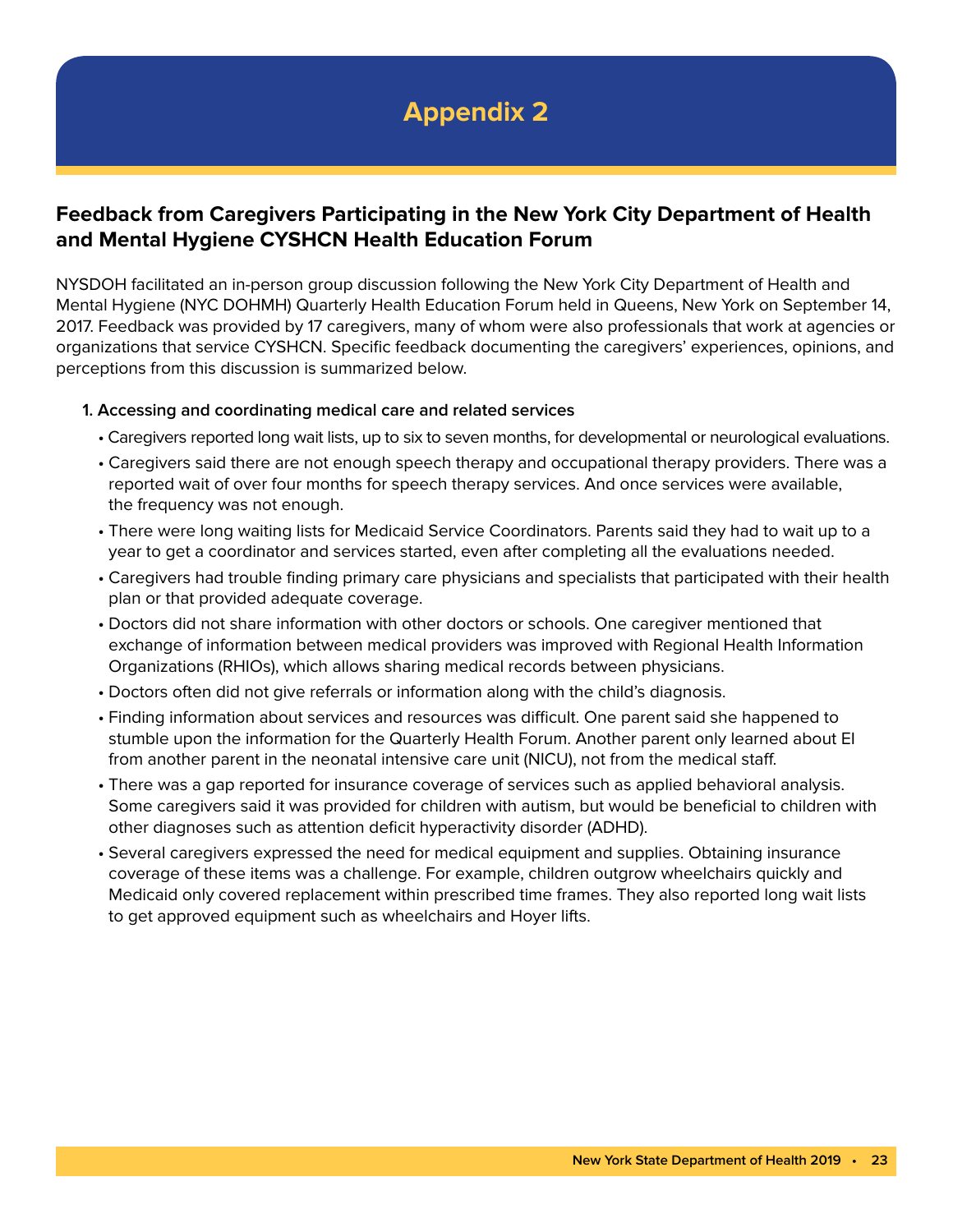# Appendix 2

## Feedback from Caregivers Participating in the New York City Department of Health and Mental Hygiene CYSHCN Health Education Forum

NYSDOH facilitated an in-person group discussion following the New York City Department of Health and Mental Hygiene (NYC DOHMH) Quarterly Health Education Forum held in Queens, New York on September 14, 2017. Feedback was provided by 17 caregivers, many of whom were also professionals that work at agencies or organizations that service CYSHCN. Specific feedback documenting the caregivers' experiences, opinions, and perceptions from this discussion is summarized below.

**1. Accessing and coordinating medical care and related services**

- Caregivers reported long wait lists, up to six to seven months, for developmental or neurological evaluations.
- Caregivers said there are not enough speech therapy and occupational therapy providers. There was a reported wait of over four months for speech therapy services. And once services were available, the frequency was not enough.
- There were long waiting lists for Medicaid Service Coordinators. Parents said they had to wait up to a year to get a coordinator and services started, even after completing all the evaluations needed.
- Caregivers had trouble finding primary care physicians and specialists that participated with their health plan or that provided adequate coverage.
- Doctors did not share information with other doctors or schools. One caregiver mentioned that exchange of information between medical providers was improved with Regional Health Information Organizations (RHIOs), which allows sharing medical records between physicians.
- Doctors often did not give referrals or information along with the child's diagnosis.
- Finding information about services and resources was difficult. One parent said she happened to stumble upon the information for the Quarterly Health Forum. Another parent only learned about EI from another parent in the neonatal intensive care unit (NICU), not from the medical staff.
- There was a gap reported for insurance coverage of services such as applied behavioral analysis. Some caregivers said it was provided for children with autism, but would be beneficial to children with other diagnoses such as attention deficit hyperactivity disorder (ADHD).
- Several caregivers expressed the need for medical equipment and supplies. Obtaining insurance coverage of these items was a challenge. For example, children outgrow wheelchairs quickly and Medicaid only covered replacement within prescribed time frames. They also reported long wait lists to get approved equipment such as wheelchairs and Hoyer lifts.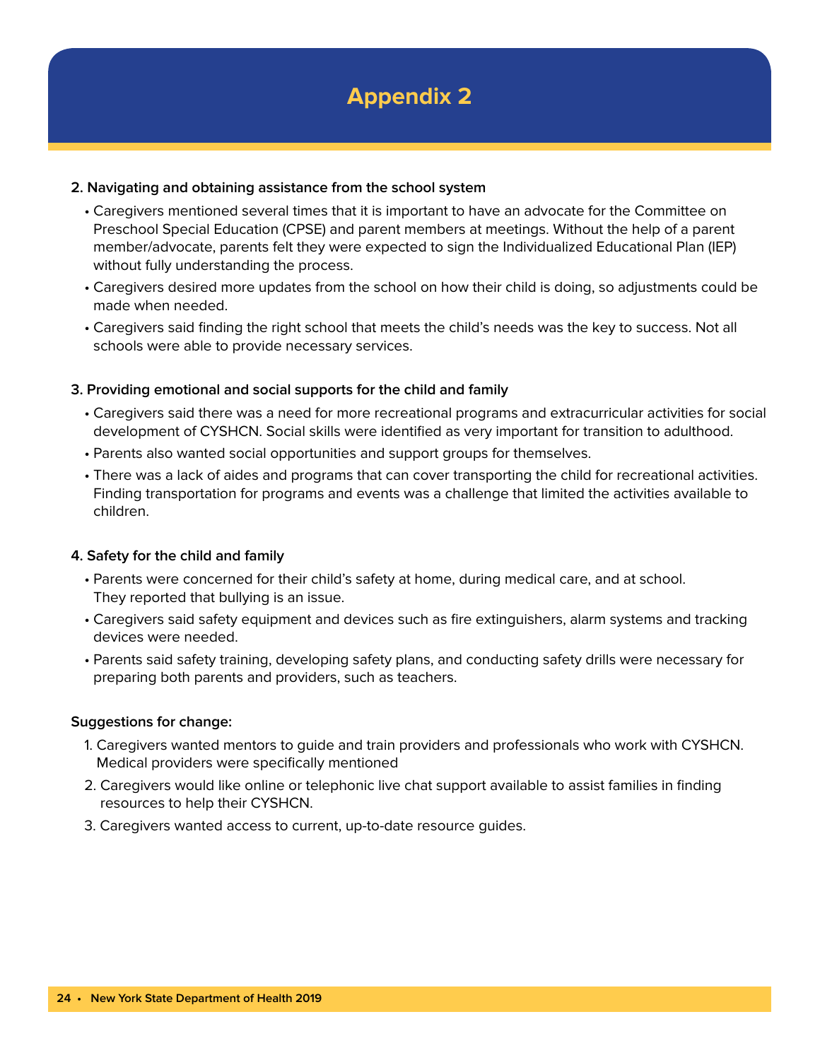# Appendix 2

**2. Navigating and obtaining assistance from the school system**

- Caregivers mentioned several times that it is important to have an advocate for the Committee on Preschool Special Education (CPSE) and parent members at meetings. Without the help of a parent member/advocate, parents felt they were expected to sign the Individualized Educational Plan (IEP) without fully understanding the process.
- Caregivers desired more updates from the school on how their child is doing, so adjustments could be made when needed.
- Caregivers said finding the right school that meets the child's needs was the key to success. Not all schools were able to provide necessary services.

**3. Providing emotional and social supports for the child and family**

- Caregivers said there was a need for more recreational programs and extracurricular activities for social development of CYSHCN. Social skills were identified as very important for transition to adulthood.
- Parents also wanted social opportunities and support groups for themselves.
- There was a lack of aides and programs that can cover transporting the child for recreational activities. Finding transportation for programs and events was a challenge that limited the activities available to children.

**4. Safety for the child and family**

- Parents were concerned for their child's safety at home, during medical care, and at school. They reported that bullying is an issue.
- Caregivers said safety equipment and devices such as fire extinguishers, alarm systems and tracking devices were needed.
- Parents said safety training, developing safety plans, and conducting safety drills were necessary for preparing both parents and providers, such as teachers.

**Suggestions for change:**

1. Caregivers wanted mentors to guide and train providers and professionals who work with CYSHCN. Medical providers were specifically mentioned
2. Caregivers would like online or telephonic live chat support available to assist families in finding resources to help their CYSHCN.
3. Caregivers wanted access to current, up-to-date resource guides.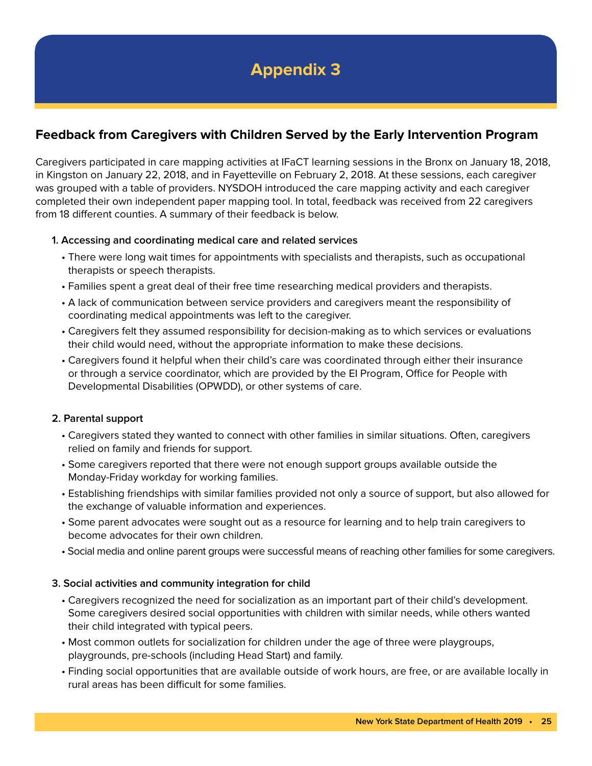# Appendix 3

## Feedback from Caregivers with Children Served by the Early Intervention Program

Caregivers participated in care mapping activities at IFaCT learning sessions in the Bronx on January 18, 2018, in Kingston on January 22, 2018, and in Fayetteville on February 2, 2018. At these sessions, each caregiver was grouped with a table of providers. NYSDOH introduced the care mapping activity and each caregiver completed their own independent paper mapping tool. In total, feedback was received from 22 caregivers from 18 different counties. A summary of their feedback is below.

**1. Accessing and coordinating medical care and related services**

- There were long wait times for appointments with specialists and therapists, such as occupational therapists or speech therapists.
- Families spent a great deal of their free time researching medical providers and therapists.
- A lack of communication between service providers and caregivers meant the responsibility of coordinating medical appointments was left to the caregiver.
- Caregivers felt they assumed responsibility for decision-making as to which services or evaluations their child would need, without the appropriate information to make these decisions.
- Caregivers found it helpful when their child's care was coordinated through either their insurance or through a service coordinator, which are provided by the EI Program, Office for People with Developmental Disabilities (OPWDD), or other systems of care.

**2. Parental support**

- Caregivers stated they wanted to connect with other families in similar situations. Often, caregivers relied on family and friends for support.
- Some caregivers reported that there were not enough support groups available outside the Monday-Friday workday for working families.
- Establishing friendships with similar families provided not only a source of support, but also allowed for the exchange of valuable information and experiences.
- Some parent advocates were sought out as a resource for learning and to help train caregivers to become advocates for their own children.
- Social media and online parent groups were successful means of reaching other families for some caregivers.

**3. Social activities and community integration for child**

- Caregivers recognized the need for socialization as an important part of their child's development. Some caregivers desired social opportunities with children with similar needs, while others wanted their child integrated with typical peers.
- Most common outlets for socialization for children under the age of three were playgroups, playgrounds, pre-schools (including Head Start) and family.
- Finding social opportunities that are available outside of work hours, are free, or are available locally in rural areas has been difficult for some families.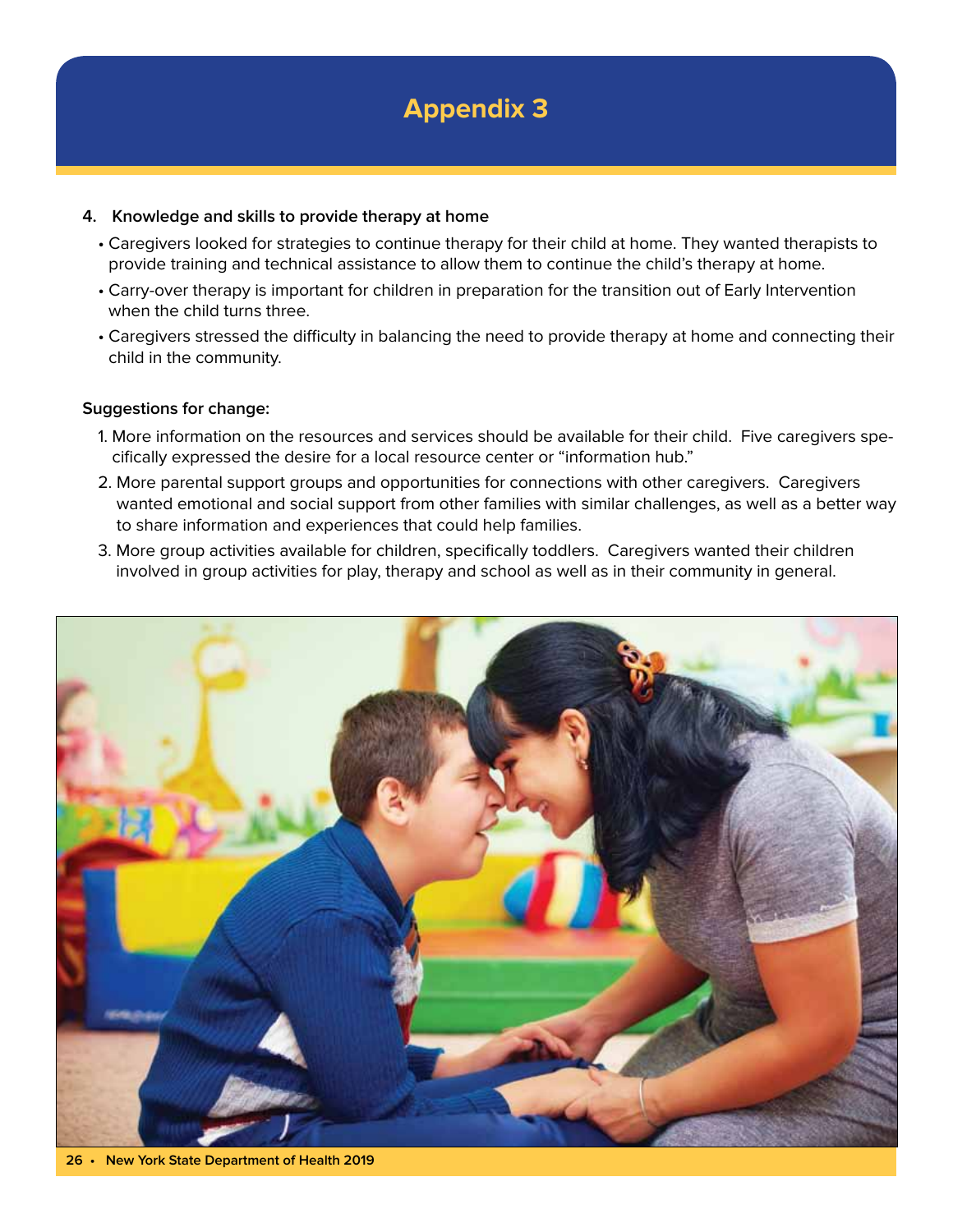# Appendix 3

**4. Knowledge and skills to provide therapy at home**

- Caregivers looked for strategies to continue therapy for their child at home. They wanted therapists to provide training and technical assistance to allow them to continue the child's therapy at home.
- Carry-over therapy is important for children in preparation for the transition out of Early Intervention when the child turns three.
- Caregivers stressed the difficulty in balancing the need to provide therapy at home and connecting their child in the community.

**Suggestions for change:**

1. More information on the resources and services should be available for their child. Five caregivers specifically expressed the desire for a local resource center or "information hub."
2. More parental support groups and opportunities for connections with other caregivers. Caregivers wanted emotional and social support from other families with similar challenges, as well as a better way to share information and experiences that could help families.
3. More group activities available for children, specifically toddlers. Caregivers wanted their children involved in group activities for play, therapy and school as well as in their community in general.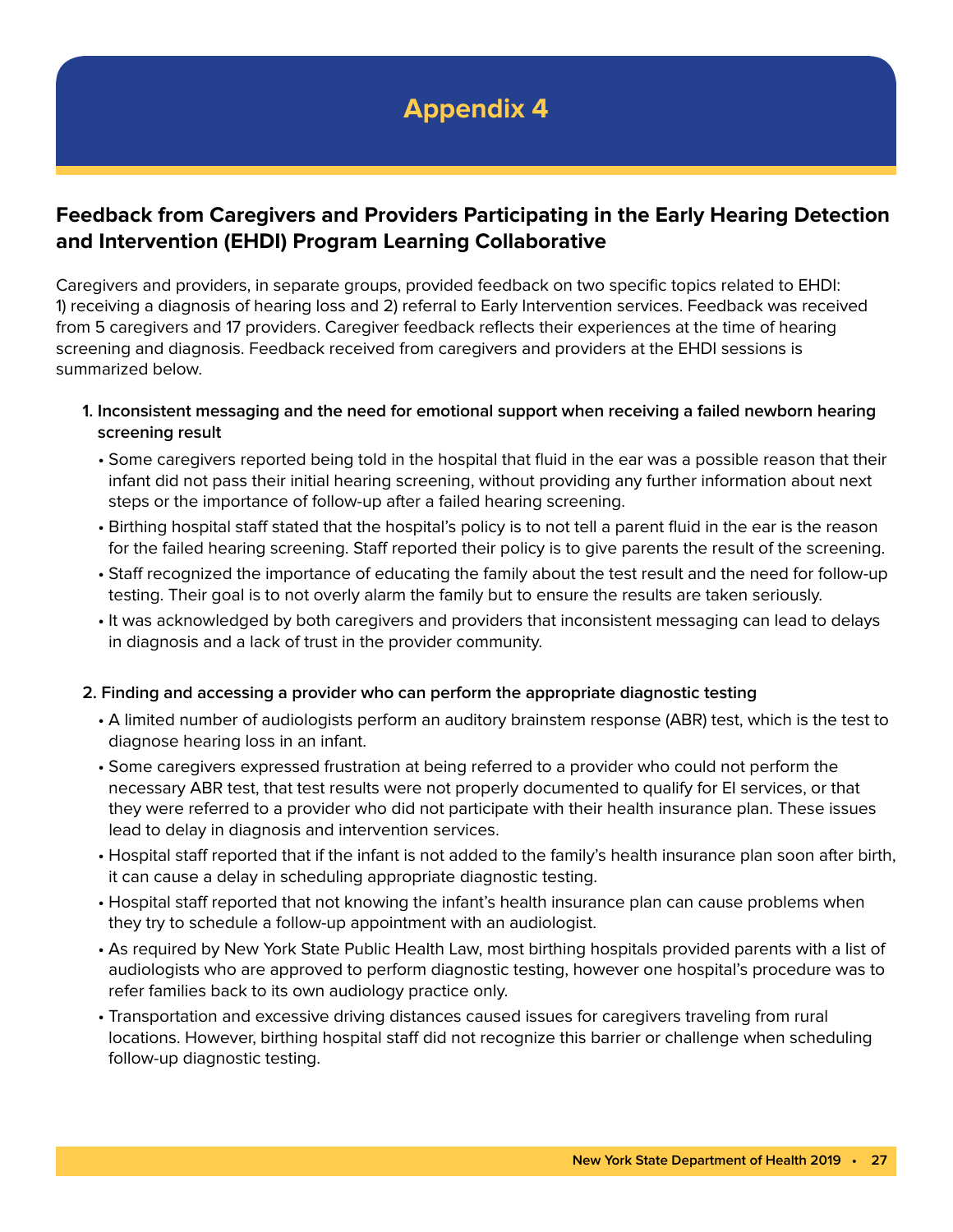# Appendix 4

## Feedback from Caregivers and Providers Participating in the Early Hearing Detection and Intervention (EHDI) Program Learning Collaborative

Caregivers and providers, in separate groups, provided feedback on two specific topics related to EHDI: 1) receiving a diagnosis of hearing loss and 2) referral to Early Intervention services. Feedback was received from 5 caregivers and 17 providers. Caregiver feedback reflects their experiences at the time of hearing screening and diagnosis. Feedback received from caregivers and providers at the EHDI sessions is summarized below.

**1. Inconsistent messaging and the need for emotional support when receiving a failed newborn hearing screening result**

- Some caregivers reported being told in the hospital that fluid in the ear was a possible reason that their infant did not pass their initial hearing screening, without providing any further information about next steps or the importance of follow-up after a failed hearing screening.
- Birthing hospital staff stated that the hospital's policy is to not tell a parent fluid in the ear is the reason for the failed hearing screening. Staff reported their policy is to give parents the result of the screening.
- Staff recognized the importance of educating the family about the test result and the need for follow-up testing. Their goal is to not overly alarm the family but to ensure the results are taken seriously.
- It was acknowledged by both caregivers and providers that inconsistent messaging can lead to delays in diagnosis and a lack of trust in the provider community.

**2. Finding and accessing a provider who can perform the appropriate diagnostic testing**

- A limited number of audiologists perform an auditory brainstem response (ABR) test, which is the test to diagnose hearing loss in an infant.
- Some caregivers expressed frustration at being referred to a provider who could not perform the necessary ABR test, that test results were not properly documented to qualify for EI services, or that they were referred to a provider who did not participate with their health insurance plan. These issues lead to delay in diagnosis and intervention services.
- Hospital staff reported that if the infant is not added to the family's health insurance plan soon after birth, it can cause a delay in scheduling appropriate diagnostic testing.
- Hospital staff reported that not knowing the infant's health insurance plan can cause problems when they try to schedule a follow-up appointment with an audiologist.
- As required by New York State Public Health Law, most birthing hospitals provided parents with a list of audiologists who are approved to perform diagnostic testing, however one hospital's procedure was to refer families back to its own audiology practice only.
- Transportation and excessive driving distances caused issues for caregivers traveling from rural locations. However, birthing hospital staff did not recognize this barrier or challenge when scheduling follow-up diagnostic testing.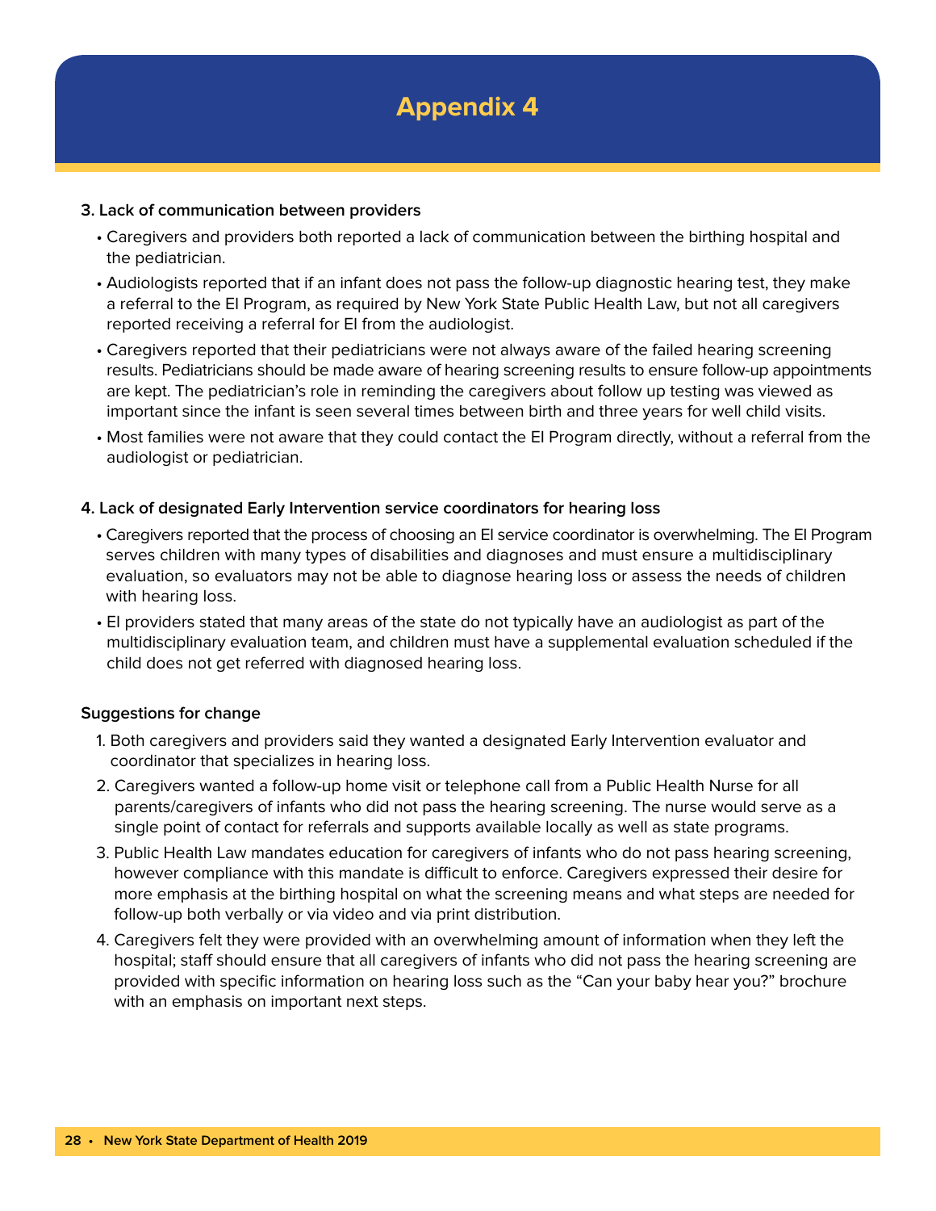# Appendix 4

**3. Lack of communication between providers**

- Caregivers and providers both reported a lack of communication between the birthing hospital and the pediatrician.
- Audiologists reported that if an infant does not pass the follow-up diagnostic hearing test, they make a referral to the EI Program, as required by New York State Public Health Law, but not all caregivers reported receiving a referral for EI from the audiologist.
- Caregivers reported that their pediatricians were not always aware of the failed hearing screening results. Pediatricians should be made aware of hearing screening results to ensure follow-up appointments are kept. The pediatrician's role in reminding the caregivers about follow up testing was viewed as important since the infant is seen several times between birth and three years for well child visits.
- Most families were not aware that they could contact the EI Program directly, without a referral from the audiologist or pediatrician.

**4. Lack of designated Early Intervention service coordinators for hearing loss**

- Caregivers reported that the process of choosing an EI service coordinator is overwhelming. The EI Program serves children with many types of disabilities and diagnoses and must ensure a multidisciplinary evaluation, so evaluators may not be able to diagnose hearing loss or assess the needs of children with hearing loss.
- EI providers stated that many areas of the state do not typically have an audiologist as part of the multidisciplinary evaluation team, and children must have a supplemental evaluation scheduled if the child does not get referred with diagnosed hearing loss.

**Suggestions for change**

1. Both caregivers and providers said they wanted a designated Early Intervention evaluator and coordinator that specializes in hearing loss.
2. Caregivers wanted a follow-up home visit or telephone call from a Public Health Nurse for all parents/caregivers of infants who did not pass the hearing screening. The nurse would serve as a single point of contact for referrals and supports available locally as well as state programs.
3. Public Health Law mandates education for caregivers of infants who do not pass hearing screening, however compliance with this mandate is difficult to enforce. Caregivers expressed their desire for more emphasis at the birthing hospital on what the screening means and what steps are needed for follow-up both verbally or via video and via print distribution.
4. Caregivers felt they were provided with an overwhelming amount of information when they left the hospital; staff should ensure that all caregivers of infants who did not pass the hearing screening are provided with specific information on hearing loss such as the "Can your baby hear you?" brochure with an emphasis on important next steps.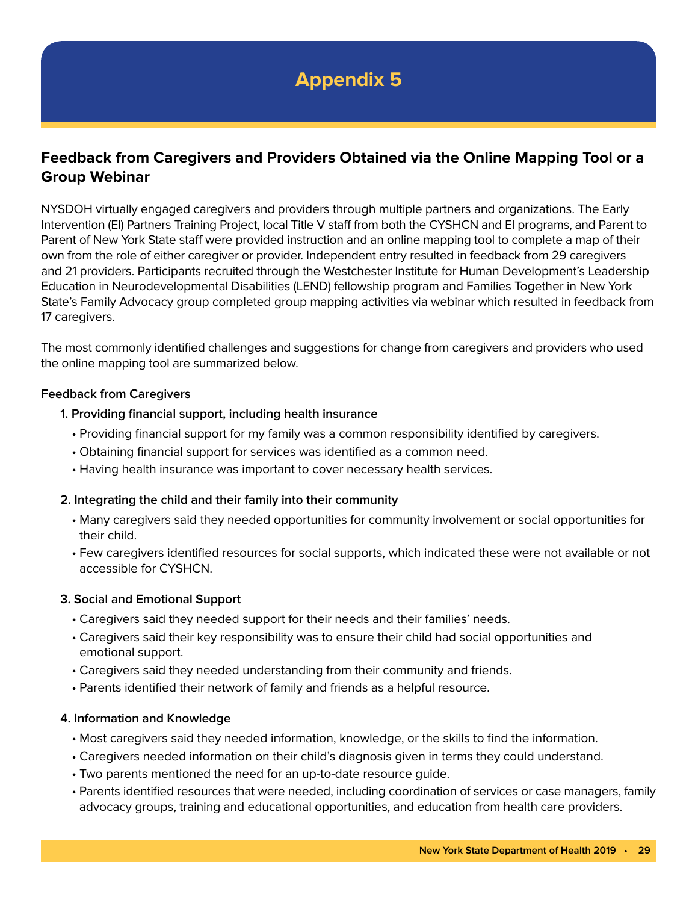# Appendix 5

## Feedback from Caregivers and Providers Obtained via the Online Mapping Tool or a Group Webinar

NYSDOH virtually engaged caregivers and providers through multiple partners and organizations. The Early Intervention (EI) Partners Training Project, local Title V staff from both the CYSHCN and EI programs, and Parent to Parent of New York State staff were provided instruction and an online mapping tool to complete a map of their own from the role of either caregiver or provider. Independent entry resulted in feedback from 29 caregivers and 21 providers. Participants recruited through the Westchester Institute for Human Development's Leadership Education in Neurodevelopmental Disabilities (LEND) fellowship program and Families Together in New York State's Family Advocacy group completed group mapping activities via webinar which resulted in feedback from 17 caregivers.

The most commonly identified challenges and suggestions for change from caregivers and providers who used the online mapping tool are summarized below.

**Feedback from Caregivers**

**1. Providing financial support, including health insurance**

- Providing financial support for my family was a common responsibility identified by caregivers.
- Obtaining financial support for services was identified as a common need.
- Having health insurance was important to cover necessary health services.

**2. Integrating the child and their family into their community**

- Many caregivers said they needed opportunities for community involvement or social opportunities for their child.
- Few caregivers identified resources for social supports, which indicated these were not available or not accessible for CYSHCN.

**3. Social and Emotional Support**

- Caregivers said they needed support for their needs and their families' needs.
- Caregivers said their key responsibility was to ensure their child had social opportunities and emotional support.
- Caregivers said they needed understanding from their community and friends.
- Parents identified their network of family and friends as a helpful resource.

**4. Information and Knowledge**

- Most caregivers said they needed information, knowledge, or the skills to find the information.
- Caregivers needed information on their child's diagnosis given in terms they could understand.
- Two parents mentioned the need for an up-to-date resource guide.
- Parents identified resources that were needed, including coordination of services or case managers, family advocacy groups, training and educational opportunities, and education from health care providers.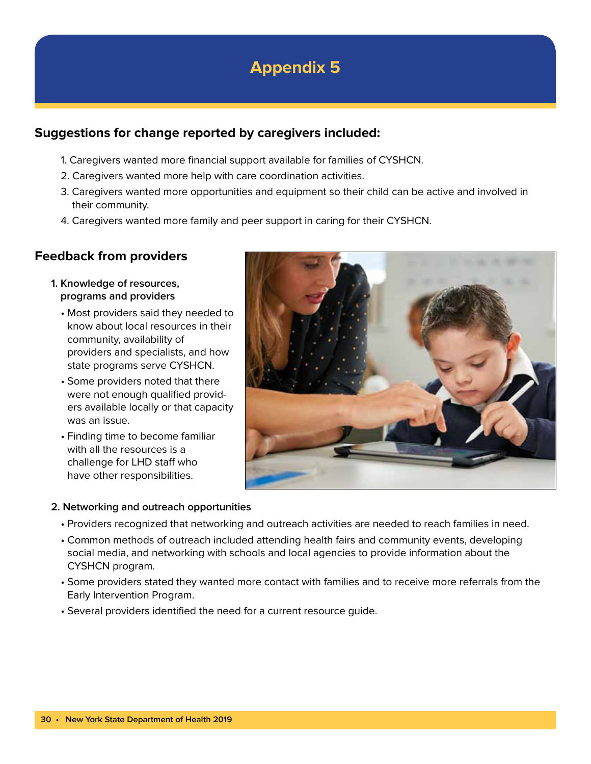# Appendix 5

## Suggestions for change reported by caregivers included:

1. Caregivers wanted more financial support available for families of CYSHCN.
2. Caregivers wanted more help with care coordination activities.
3. Caregivers wanted more opportunities and equipment so their child can be active and involved in their community.
4. Caregivers wanted more family and peer support in caring for their CYSHCN.

## Feedback from providers

**1. Knowledge of resources, programs and providers**

- Most providers said they needed to know about local resources in their community, availability of providers and specialists, and how state programs serve CYSHCN.
- Some providers noted that there were not enough qualified providers available locally or that capacity was an issue.
- Finding time to become familiar with all the resources is a challenge for LHD staff who have other responsibilities.

**2. Networking and outreach opportunities**

- Providers recognized that networking and outreach activities are needed to reach families in need.
- Common methods of outreach included attending health fairs and community events, developing social media, and networking with schools and local agencies to provide information about the CYSHCN program.
- Some providers stated they wanted more contact with families and to receive more referrals from the Early Intervention Program.
- Several providers identified the need for a current resource guide.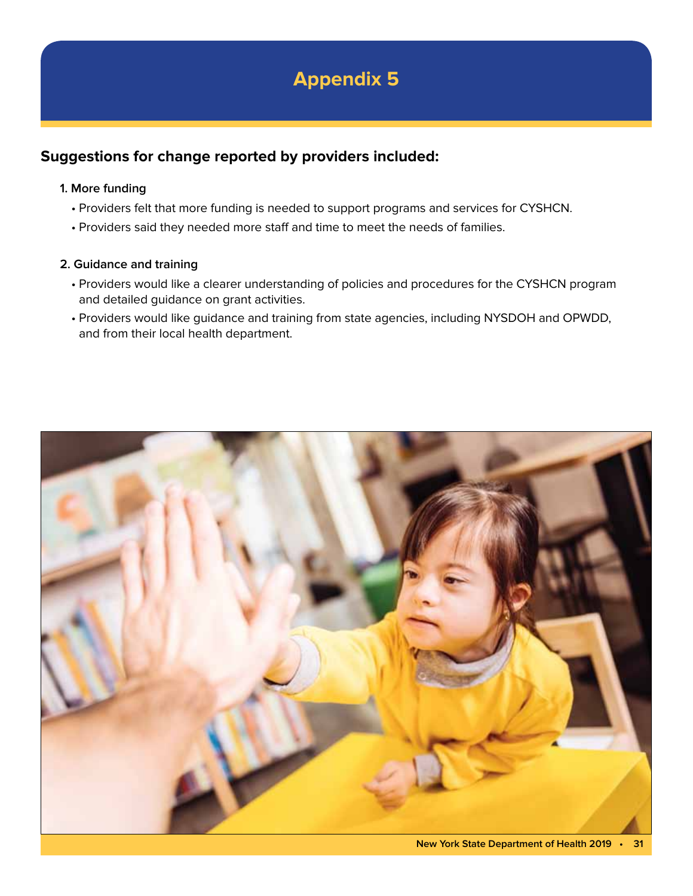# Appendix 5

## Suggestions for change reported by providers included:

**1. More funding**

- Providers felt that more funding is needed to support programs and services for CYSHCN.
- Providers said they needed more staff and time to meet the needs of families.

**2. Guidance and training**

- Providers would like a clearer understanding of policies and procedures for the CYSHCN program and detailed guidance on grant activities.
- Providers would like guidance and training from state agencies, including NYSDOH and OPWDD, and from their local health department.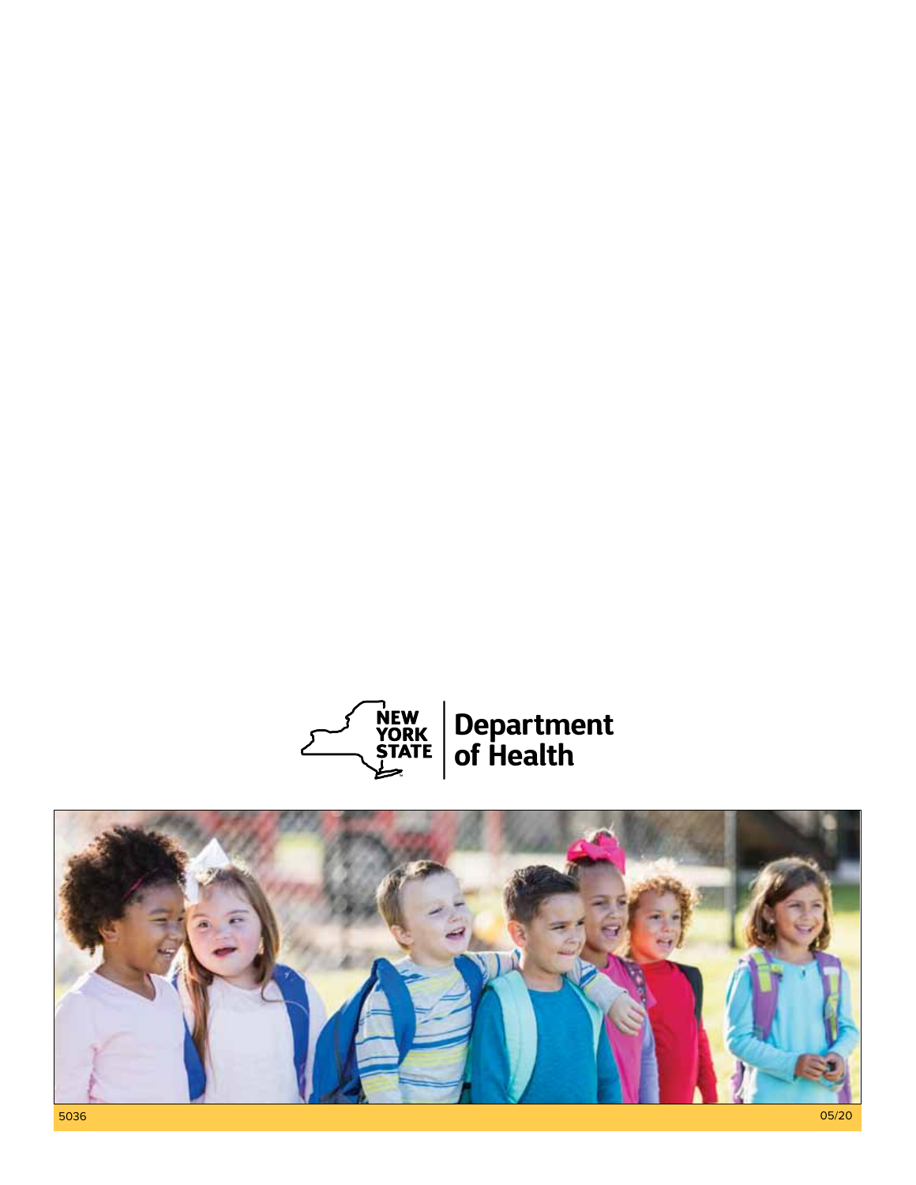NEW YORK STATE | Department of Health

5036

05/20